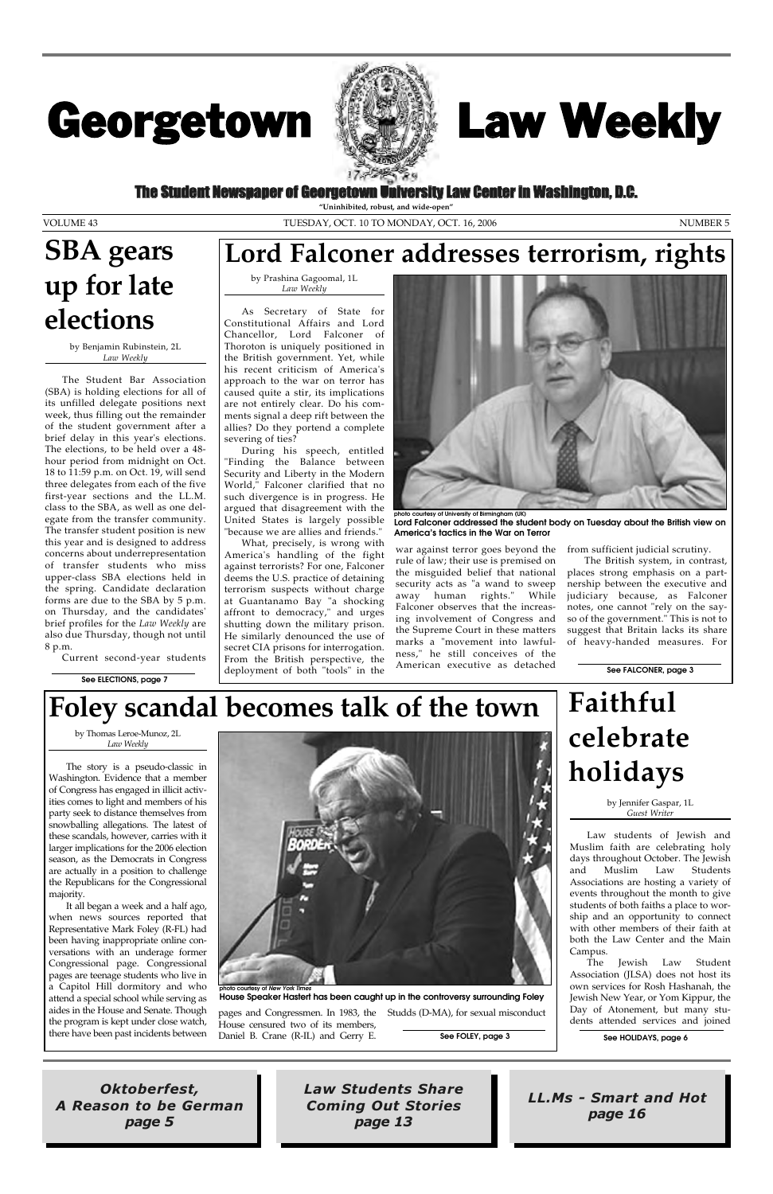# Georgetown Law Weekly

**The Student Newspaper of Georgetown University Law Center in Washington, D.C.**

"Uninhibited, robust, and wide-open"

VOLUME 43 — TUESDAY, OCT. 10 TO MONDAY, OCT. 16, 2006 — NUMBER 5

## SBA gears up for late elections

by Benjamin Rubinstein, 2L
*Law Weekly*

The Student Bar Association (SBA) is holding elections for all of its unfilled delegate positions next week, thus filling out the remainder of the student government after a brief delay in this year's elections. The elections, to be held over a 48-hour period from midnight on Oct. 18 to 11:59 p.m. on Oct. 19, will send three delegates from each of the five first-year sections and the LL.M. class to the SBA, as well as one delegate from the transfer community. The transfer student position is new this year and is designed to address concerns about underrepresentation of transfer students who miss upper-class SBA elections held in the spring. Candidate declaration forms are due to the SBA by 5 p.m. on Thursday, and the candidates' brief profiles for the *Law Weekly* are also due Thursday, though not until 8 p.m.

Current second-year students

See ELECTIONS, page 7

## Lord Falconer addresses terrorism, rights

by Prashina Gagoomal, 1L
*Law Weekly*

As Secretary of State for Constitutional Affairs and Lord Chancellor, Lord Falconer of Thoroton is uniquely positioned in the British government. Yet, while his recent criticism of America's approach to the war on terror has caused quite a stir, its implications are not entirely clear. Do his comments signal a deep rift between the allies? Do they portend a complete severing of ties?

During his speech, entitled "Finding the Balance between Security and Liberty in the Modern World," Falconer clarified that no such divergence is in progress. He argued that disagreement with the United States is largely possible "because we are allies and friends."

What, precisely, is wrong with America's handling of the fight against terrorists? For one, Falconer deems the U.S. practice of detaining terrorism suspects without charge at Guantanamo Bay "a shocking affront to democracy," and urges shutting down the military prison. He similarly denounced the use of secret CIA prisons for interrogation. From the British perspective, the deployment of both "tools" in the war against terror goes beyond the rule of law; their use is premised on the misguided belief that national security acts as "a wand to sweep away human rights." While Falconer observes that the increasing involvement of Congress and the Supreme Court in these matters marks a "movement into lawfulness," he still conceives of the American executive as detached from sufficient judicial scrutiny.

The British system, in contrast, places strong emphasis on a partnership between the executive and judiciary because, as Falconer notes, one cannot "rely on the say-so of the government." This is not to suggest that Britain lacks its share of heavy-handed measures. For

photo courtesy of University of Birmingham (UK)
**Lord Falconer addressed the student body on Tuesday about the British view on America's tactics in the War on Terror**

See FALCONER, page 3

## Foley scandal becomes talk of the town

by Thomas Leroe-Munoz, 2L
*Law Weekly*

The story is a pseudo-classic in Washington. Evidence that a member of Congress has engaged in illicit activities comes to light and members of his party seek to distance themselves from snowballing allegations. The latest of these scandals, however, carries with it larger implications for the 2006 election season, as the Democrats in Congress are actually in a position to challenge the Republicans for the Congressional majority.

It all began a week and a half ago, when news sources reported that Representative Mark Foley (R-FL) had been having inappropriate online conversations with an underage former Congressional page. Congressional pages are teenage students who live in a Capitol Hill dormitory and who attend a special school while serving as aides in the House and Senate. Though the program is kept under close watch, there have been past incidents between pages and Congressmen. In 1983, the House censured two of its members, Daniel B. Crane (R-IL) and Gerry E. Studds (D-MA), for sexual misconduct

photo courtesy of *New York Times*
**House Speaker Hastert has been caught up in the controversy surrounding Foley**

See FOLEY, page 3

## Faithful celebrate holidays

by Jennifer Gaspar, 1L
*Guest Writer*

Law students of Jewish and Muslim faith are celebrating holy days throughout October. The Jewish and Muslim Law Students Associations are hosting a variety of events throughout the month to give students of both faiths a place to worship and an opportunity to connect with other members of their faith at both the Law Center and the Main Campus.

The Jewish Law Student Association (JLSA) does not host its own services for Rosh Hashanah, the Jewish New Year, or Yom Kippur, the Day of Atonement, but many students attended services and joined

See HOLIDAYS, page 6

---

***Oktoberfest, A Reason to be German* page 5**

***Law Students Share Coming Out Stories* page 13**

***LL.Ms - Smart and Hot* page 16**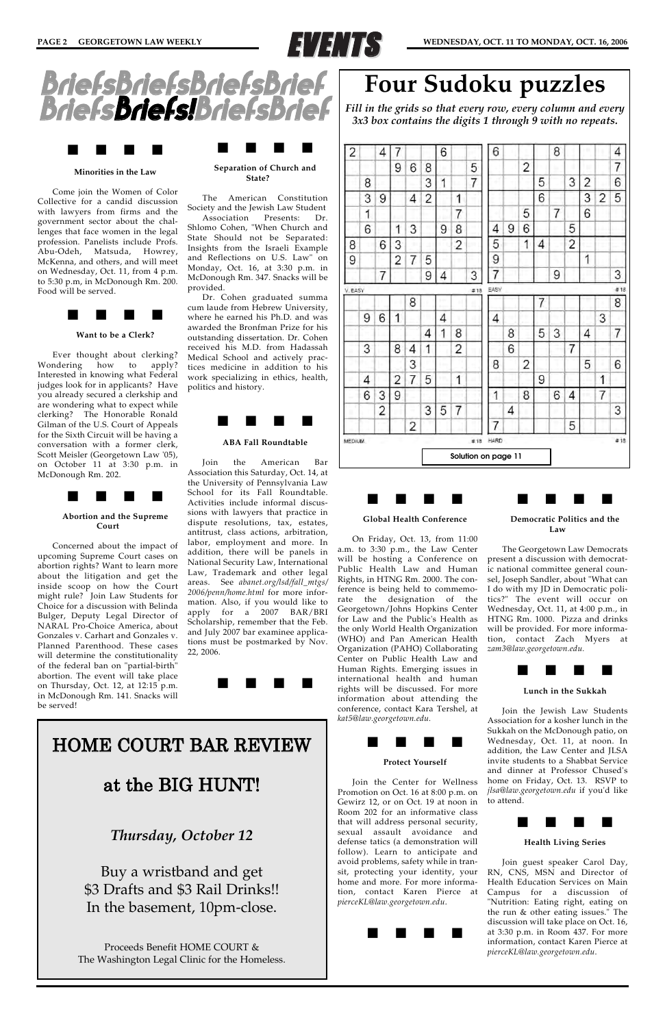# Briefs!

## Minorities in the Law

Come join the Women of Color Collective for a candid discussion with lawyers from firms and the government sector about the challenges that face women in the legal profession. Panelists include Profs. Abu-Odeh, Matsuda, Howrey, McKenna, and others, and will meet on Wednesday, Oct. 11, from 4 p.m. to 5:30 p.m, in McDonough Rm. 200. Food will be served.

## Want to be a Clerk?

Ever thought about clerking? Wondering how to apply? Interested in knowing what Federal judges look for in applicants? Have you already secured a clerkship and are wondering what to expect while clerking? The Honorable Ronald Gilman of the U.S. Court of Appeals for the Sixth Circuit will be having a conversation with a former clerk, Scott Meisler (Georgetown Law '05), on October 11 at 3:30 p.m. in McDonough Rm. 202.

## Abortion and the Supreme Court

Concerned about the impact of upcoming Supreme Court cases on abortion rights? Want to learn more about the litigation and get the inside scoop on how the Court might rule? Join Law Students for Choice for a discussion with Belinda Bulger, Deputy Legal Director of NARAL Pro-Choice America, about Gonzales v. Carhart and Gonzales v. Planned Parenthood. These cases will determine the constitutionality of the federal ban on "partial-birth" abortion. The event will take place on Thursday, Oct. 12, at 12:15 p.m. in McDonough Rm. 141. Snacks will be served!

## Separation of Church and State?

The American Constitution Society and the Jewish Law Student Association Presents: Dr. Shlomo Cohen, "When Church and State Should not be Separated: Insights from the Israeli Example and Reflections on U.S. Law" on Monday, Oct. 16, at 3:30 p.m. in McDonough Rm. 347. Snacks will be provided.

Dr. Cohen graduated summa cum laude from Hebrew University, where he earned his Ph.D. and was awarded the Bronfman Prize for his outstanding dissertation. Dr. Cohen received his M.D. from Hadassah Medical School and actively practices medicine in addition to his work specializing in ethics, health, politics and history.

## ABA Fall Roundtable

Join the American Bar Association this Saturday, Oct. 14, at the University of Pennsylvania Law School for its Fall Roundtable. Activities include informal discussions with lawyers that practice in dispute resolutions, tax, estates, antitrust, class actions, arbitration, labor, employment and more. In addition, there will be panels in National Security Law, International Law, Trademark and other legal areas. See *abanet.org/lsd/fall_mtgs/2006/penn/home.html* for more information. Also, if you would like to apply for a 2007 BAR/BRI Scholarship, remember that the Feb. and July 2007 bar examinee applications must be postmarked by Nov. 22, 2006.

# Four Sudoku puzzles

*Fill in the grids so that every row, every column and every 3x3 box contains the digits 1 through 9 with no repeats.*

V. EASY #18

| 2 |   | 4 | 7 |   |   | 6 |   |   |
|---|---|---|---|---|---|---|---|---|
|   |   |   | 9 | 6 | 8 |   |   | 5 |
|   | 8 |   |   |   | 3 | 1 |   | 7 |
|   | 3 | 9 |   | 4 | 2 |   | 1 |   |
|   | 1 |   |   |   |   |   | 7 |   |
|   | 6 |   | 1 | 3 |   | 9 | 8 |   |
| 8 |   | 6 | 3 |   |   |   | 2 |   |
| 9 |   |   | 2 | 7 | 5 |   |   |   |
|   |   | 7 |   |   | 9 | 4 |   | 3 |

EASY #18

| 6 |   |   |   | 8 |   |   |   | 4 |
|---|---|---|---|---|---|---|---|---|
|   |   | 2 |   |   |   |   |   | 7 |
|   |   |   | 5 |   | 3 | 2 |   | 6 |
|   |   |   | 6 |   |   | 3 | 2 | 5 |
|   |   | 5 |   | 7 |   | 6 |   |   |
| 4 | 9 | 6 |   |   | 5 |   |   |   |
| 5 |   | 1 | 4 |   | 2 |   |   |   |
| 9 |   |   |   |   |   | 1 |   |   |
| 7 |   |   |   | 9 |   |   |   | 3 |

MEDIUM #18

|   |   |   |   | 8 |   |   |   |   |
|---|---|---|---|---|---|---|---|---|
|   | 9 | 6 | 1 |   |   | 4 |   |   |
|   |   |   |   |   | 4 | 1 | 8 |   |
|   | 3 | 8 | 4 | 1 |   |   | 2 |   |
|   |   |   |   | 3 |   |   |   |   |
|   | 4 |   | 2 | 7 | 5 |   | 1 |   |
|   | 6 | 3 | 9 |   |   |   |   |   |
|   |   | 2 |   |   | 3 | 5 | 7 |   |
|   |   |   |   | 2 |   |   |   |   |

HARD #18

|   |   |   | 7 |   |   |   |   | 8 |
|---|---|---|---|---|---|---|---|---|
| 4 |   |   |   |   |   |   | 3 |   |
|   | 8 |   | 5 | 3 |   | 4 |   | 7 |
|   | 6 |   |   |   | 7 |   |   |   |
| 8 |   | 2 |   |   |   | 5 |   | 6 |
|   |   |   | 9 |   |   |   | 1 |   |
| 1 |   | 8 |   | 6 | 4 |   | 7 |   |
|   | 4 |   |   |   |   |   |   | 3 |
| 7 |   |   |   |   | 5 |   |   |   |

Solution on page 11

## Global Health Conference

On Friday, Oct. 13, from 11:00 a.m. to 3:30 p.m., the Law Center will be hosting a Conference on Public Health Law and Human Rights, in HTNG Rm. 2000. The conference is being held to commemorate the designation of the Georgetown/Johns Hopkins Center for Law and the Public's Health as the only World Health Organization (WHO) and Pan American Health Organization (PAHO) Collaborating Center on Public Health Law and Human Rights. Emerging issues in international health and human rights will be discussed. For more information about attending the conference, contact Kara Tershel, at *kat5@law.georgetown.edu.*

## Protect Yourself

Join the Center for Wellness Promotion on Oct. 16 at 8:00 p.m. on Gewirz 12, or on Oct. 19 at noon in Room 202 for an informative class that will address personal security, sexual assault avoidance and defense tatics (a demonstration will follow). Learn to anticipate and avoid problems, safety while in transit, protecting your identity, your home and more. For more information, contact Karen Pierce at *pierceKL@law.georgetown.edu.*

## Democratic Politics and the Law

The Georgetown Law Democrats present a discussion with democratic national committee general counsel, Joseph Sandler, about "What can I do with my JD in Democratic politics?" The event will occur on Wednesday, Oct. 11, at 4:00 p.m., in HTNG Rm. 1000. Pizza and drinks will be provided. For more information, contact Zach Myers at *zam3@law.georgetown.edu.*

## Lunch in the Sukkah

Join the Jewish Law Students Association for a kosher lunch in the Sukkah on the McDonough patio, on Wednesday, Oct. 11, at noon. In addition, the Law Center and JLSA invite students to a Shabbat Service and dinner at Professor Chused's home on Friday, Oct. 13. RSVP to *jlsa@law.georgetown.edu* if you'd like to attend.

## Health Living Series

Join guest speaker Carol Day, RN, CNS, MSN and Director of Health Education Services on Main Campus for a discussion of "Nutrition: Eating right, eating on the run & other eating issues." The discussion will take place on Oct. 16, at 3:30 p.m. in Room 437. For more information, contact Karen Pierce at *pierceKL@law.georgetown.edu.*

# HOME COURT BAR REVIEW

# at the BIG HUNT!

*Thursday, October 12*

Buy a wristband and get
$3 Drafts and $3 Rail Drinks!!
In the basement, 10pm-close.

Proceeds Benefit HOME COURT &
The Washington Legal Clinic for the Homeless.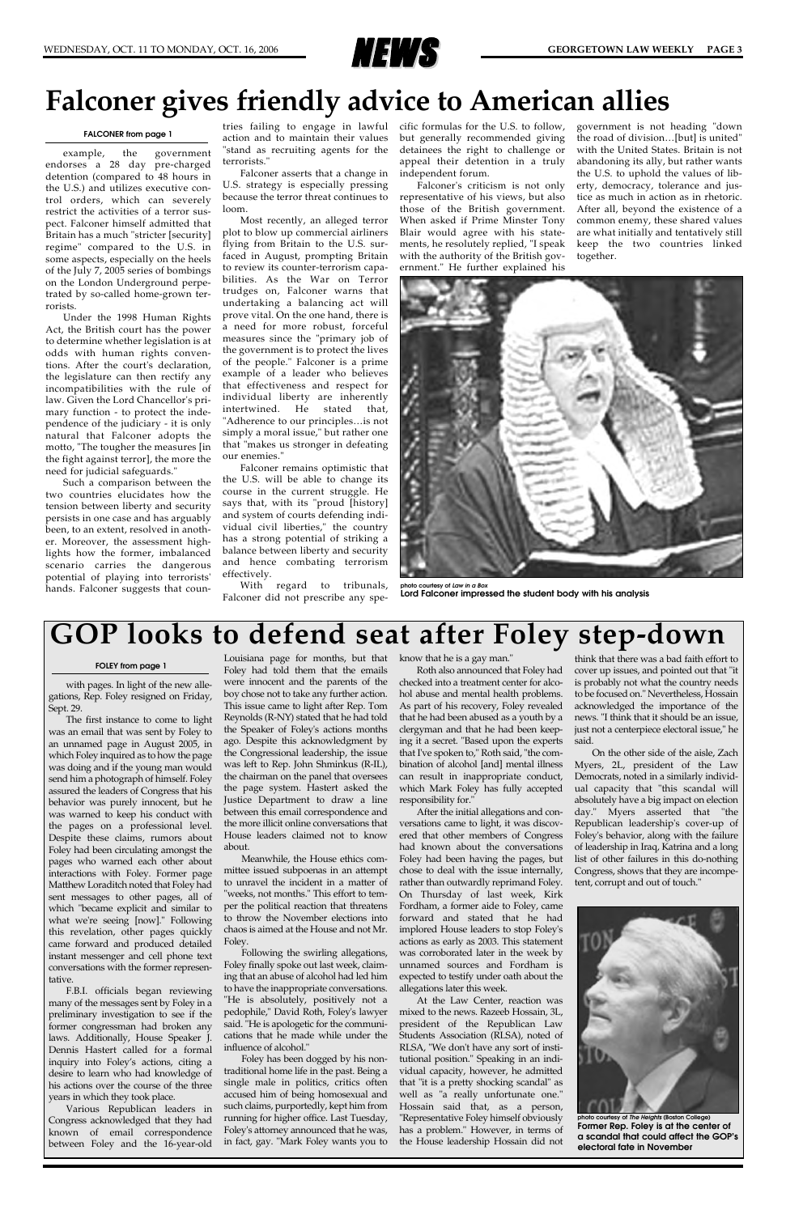# Falconer gives friendly advice to American allies

**FALCONER from page 1**

example, the government endorses a 28 day pre-charged detention (compared to 48 hours in the U.S.) and utilizes executive control orders, which can severely restrict the activities of a terror suspect. Falconer himself admitted that Britain has a much "stricter [security] regime" compared to the U.S. in some aspects, especially on the heels of the July 7, 2005 series of bombings on the London Underground perpetrated by so-called home-grown terrorists.

Under the 1998 Human Rights Act, the British court has the power to determine whether legislation is at odds with human rights conventions. After the court's declaration, the legislature can then rectify any incompatibilities with the rule of law. Given the Lord Chancellor's primary function - to protect the independence of the judiciary - it is only natural that Falconer adopts the motto, "The tougher the measures [in the fight against terror], the more the need for judicial safeguards."

Such a comparison between the two countries elucidates how the tension between liberty and security persists in one case and has arguably been, to an extent, resolved in another. Moreover, the assessment highlights how the former, imbalanced scenario carries the dangerous potential of playing into terrorists' hands. Falconer suggests that countries failing to engage in lawful action and to maintain their values "stand as recruiting agents for the terrorists."

Falconer asserts that a change in U.S. strategy is especially pressing because the terror threat continues to loom.

Most recently, an alleged terror plot to blow up commercial airliners flying from Britain to the U.S. surfaced in August, prompting Britain to review its counter-terrorism capabilities. As the War on Terror trudges on, Falconer warns that undertaking a balancing act will prove vital. On the one hand, there is a need for more robust, forceful measures since the "primary job of the government is to protect the lives of the people." Falconer is a prime example of a leader who believes that effectiveness and respect for individual liberty are inherently intertwined. He stated that, "Adherence to our principles…is not simply a moral issue," but rather one that "makes us stronger in defeating our enemies."

Falconer remains optimistic that the U.S. will be able to change its course in the current struggle. He says that, with its "proud [history] and system of courts defending individual civil liberties," the country has a strong potential of striking a balance between liberty and security and hence combating terrorism effectively.

With regard to tribunals, Falconer did not prescribe any specific formulas for the U.S. to follow, but generally recommended giving detainees the right to challenge or appeal their detention in a truly independent forum.

Falconer's criticism is not only representative of his views, but also those of the British government. When asked if Prime Minster Tony Blair would agree with his statements, he resolutely replied, "I speak with the authority of the British government." He further explained his government is not heading "down the road of division…[but] is united" with the United States. Britain is not abandoning its ally, but rather wants the U.S. to uphold the values of liberty, democracy, tolerance and justice as much in action as in rhetoric. After all, beyond the existence of a common enemy, these shared values are what initially and tentatively still keep the two countries linked together.

*photo courtesy of Law in a Box*
**Lord Falconer impressed the student body with his analysis**

# GOP looks to defend seat after Foley step-down

**FOLEY from page 1**

with pages. In light of the new allegations, Rep. Foley resigned on Friday, Sept. 29.

The first instance to come to light was an email that was sent by Foley to an unnamed page in August 2005, in which Foley inquired as to how the page was doing and if the young man would send him a photograph of himself. Foley assured the leaders of Congress that his behavior was purely innocent, but he was warned to keep his conduct with the pages on a professional level. Despite these claims, rumors about Foley had been circulating amongst the pages who warned each other about interactions with Foley. Former page Matthew Loraditch noted that Foley had sent messages to other pages, all of which "became explicit and similar to what we're seeing [now]." Following this revelation, other pages quickly came forward and produced detailed instant messenger and cell phone text conversations with the former representative.

F.B.I. officials began reviewing many of the messages sent by Foley in a preliminary investigation to see if the former congressman had broken any laws. Additionally, House Speaker J. Dennis Hastert called for a formal inquiry into Foley's actions, citing a desire to learn who had knowledge of his actions over the course of the three years in which they took place.

Various Republican leaders in Congress acknowledged that they had known of email correspondence between Foley and the 16-year-old Louisiana page for months, but that Foley had told them that the emails were innocent and the parents of the boy chose not to take any further action. This issue came to light after Rep. Tom Reynolds (R-NY) stated that he had told the Speaker of Foley's actions months ago. Despite this acknowledgment by the Congressional leadership, the issue was left to Rep. John Shminkus (R-IL), the chairman on the panel that oversees the page system. Hastert asked the Justice Department to draw a line between this email correspondence and the more illicit online conversations that House leaders claimed not to know about.

Meanwhile, the House ethics committee issued subpoenas in an attempt to unravel the incident in a matter of "weeks, not months." This effort to temper the political reaction that threatens to throw the November elections into chaos is aimed at the House and not Mr. Foley.

Following the swirling allegations, Foley finally spoke out last week, claiming that an abuse of alcohol had led him to have the inappropriate conversations. "He is absolutely, positively not a pedophile," David Roth, Foley's lawyer said. "He is apologetic for the communications that he made while under the influence of alcohol."

Foley has been dogged by his nontraditional home life in the past. Being a single male in politics, critics often accused him of being homosexual and such claims, purportedly, kept him from running for higher office. Last Tuesday, Foley's attorney announced that he was, in fact, gay. "Mark Foley wants you to know that he is a gay man."

Roth also announced that Foley had checked into a treatment center for alcohol abuse and mental health problems. As part of his recovery, Foley revealed that he had been abused as a youth by a clergyman and that he had been keeping it a secret. "Based upon the experts that I've spoken to," Roth said, "the combination of alcohol [and] mental illness can result in inappropriate conduct, which Mark Foley has fully accepted responsibility for."

After the initial allegations and conversations came to light, it was discovered that other members of Congress had known about the conversations Foley had been having the pages, but chose to deal with the issue internally, rather than outwardly reprimand Foley. On Thursday of last week, Kirk Fordham, a former aide to Foley, came forward and stated that he had implored House leaders to stop Foley's actions as early as 2003. This statement was corroborated later in the week by unnamed sources and Fordham is expected to testify under oath about the allegations later this week.

At the Law Center, reaction was mixed to the news. Razeeb Hossain, 3L, president of the Republican Law Students Association (RLSA), noted of RLSA, "We don't have any sort of institutional position." Speaking in an individual capacity, however, he admitted that "it is a pretty shocking scandal" as well as "a really unfortunate one." Hossain said that, as a person, "Representative Foley himself obviously has a problem." However, in terms of the House leadership Hossain did not think that there was a bad faith effort to cover up issues, and pointed out that "it is probably not what the country needs to be focused on." Nevertheless, Hossain acknowledged the importance of the news. "I think that it should be an issue, just not a centerpiece electoral issue," he said.

On the other side of the aisle, Zach Myers, 2L, president of the Law Democrats, noted in a similarly individual capacity that "this scandal will absolutely have a big impact on election day." Myers asserted that "the Republican leadership's cover-up of Foley's behavior, along with the failure of leadership in Iraq, Katrina and a long list of other failures in this do-nothing Congress, shows that they are incompetent, corrupt and out of touch."

*photo courtesy of The Heights (Boston College)*
**Former Rep. Foley is at the center of a scandal that could affect the GOP's electoral fate in November**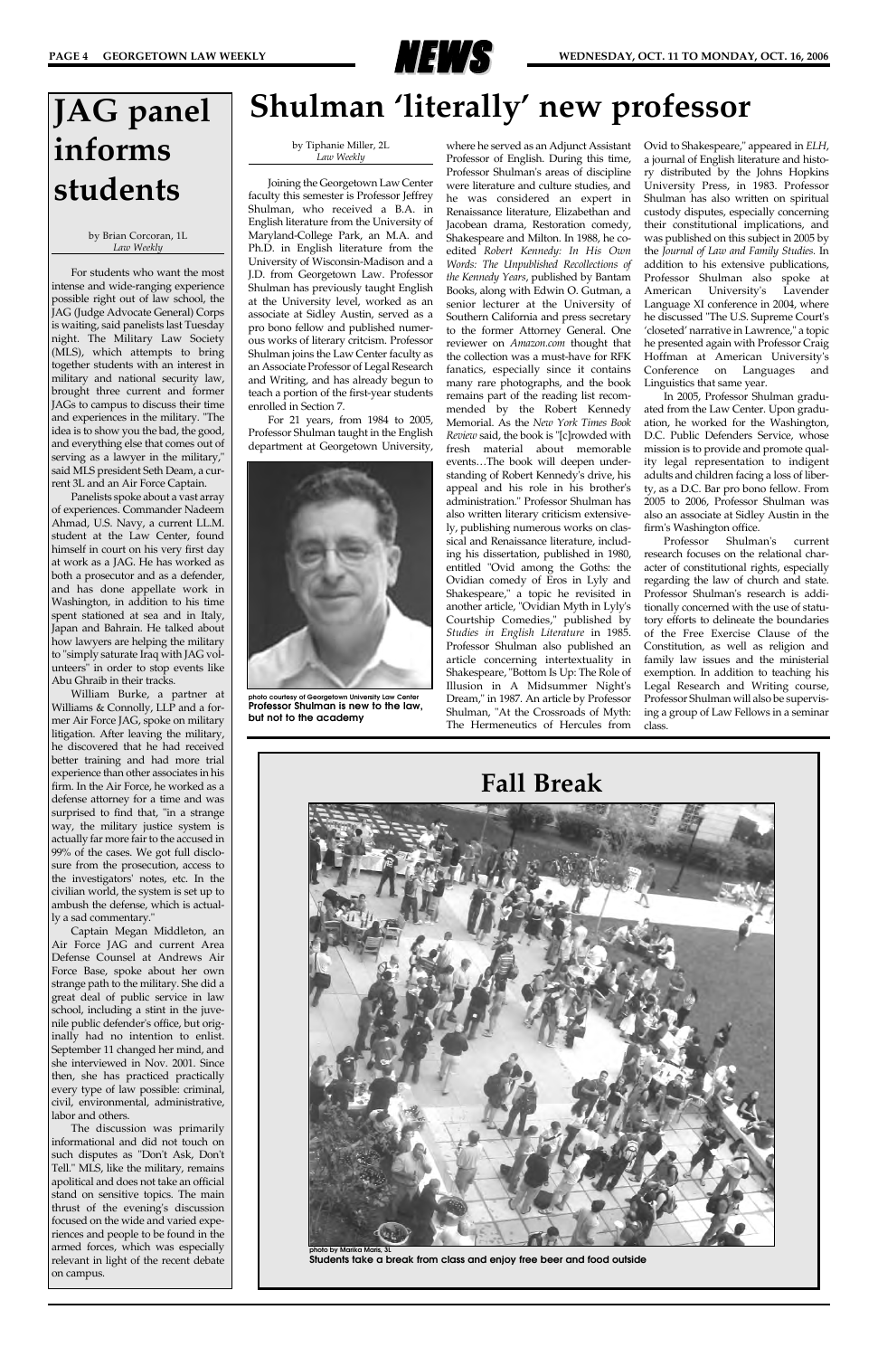# JAG panel informs students

by Brian Corcoran, 1L
*Law Weekly*

For students who want the most intense and wide-ranging experience possible right out of law school, the JAG (Judge Advocate General) Corps is waiting, said panelists last Tuesday night. The Military Law Society (MLS), which attempts to bring together students with an interest in military and national security law, brought three current and former JAGs to campus to discuss their time and experiences in the military. "The idea is to show you the bad, the good, and everything else that comes out of serving as a lawyer in the military," said MLS president Seth Deam, a current 3L and an Air Force Captain.

Panelists spoke about a vast array of experiences. Commander Nadeem Ahmad, U.S. Navy, a current LL.M. student at the Law Center, found himself in court on his very first day at work as a JAG. He has worked as both a prosecutor and as a defender, and has done appellate work in Washington, in addition to his time spent stationed at sea and in Italy, Japan and Bahrain. He talked about how lawyers are helping the military to "simply saturate Iraq with JAG volunteers" in order to stop events like Abu Ghraib in their tracks.

William Burke, a partner at Williams & Connolly, LLP and a former Air Force JAG, spoke on military litigation. After leaving the military, he discovered that he had received better training and had more trial experience than other associates in his firm. In the Air Force, he worked as a defense attorney for a time and was surprised to find that, "in a strange way, the military justice system is actually far more fair to the accused in 99% of the cases. We got full disclosure from the prosecution, access to the investigators' notes, etc. In the civilian world, the system is set up to ambush the defense, which is actually a sad commentary."

Captain Megan Middleton, an Air Force JAG and current Area Defense Counsel at Andrews Air Force Base, spoke about her own strange path to the military. She did a great deal of public service in law school, including a stint in the juvenile public defender's office, but originally had no intention to enlist. September 11 changed her mind, and she interviewed in Nov. 2001. Since then, she has practiced practically every type of law possible: criminal, civil, environmental, administrative, labor and others.

The discussion was primarily informational and did not touch on such disputes as "Don't Ask, Don't Tell." MLS, like the military, remains apolitical and does not take an official stand on sensitive topics. The main thrust of the evening's discussion focused on the wide and varied experiences and people to be found in the armed forces, which was especially relevant in light of the recent debate on campus.

# Shulman 'literally' new professor

by Tiphanie Miller, 2L
*Law Weekly*

Joining the Georgetown Law Center faculty this semester is Professor Jeffrey Shulman, who received a B.A. in English literature from the University of Maryland-College Park, an M.A. and Ph.D. in English literature from the University of Wisconsin-Madison and a J.D. from Georgetown Law. Professor Shulman has previously taught English at the University level, worked as an associate at Sidley Austin, served as a pro bono fellow and published numerous works of literary criticism. Professor Shulman joins the Law Center faculty as an Associate Professor of Legal Research and Writing, and has already begun to teach a portion of the first-year students enrolled in Section 7.

For 21 years, from 1984 to 2005, Professor Shulman taught in the English department at Georgetown University, where he served as an Adjunct Assistant Professor of English. During this time, Professor Shulman's areas of discipline were literature and culture studies, and he was considered an expert in Renaissance literature, Elizabethan and Jacobean drama, Restoration comedy, Shakespeare and Milton. In 1988, he co-edited *Robert Kennedy: In His Own Words: The Unpublished Recollections of the Kennedy Years*, published by Bantam Books, along with Edwin O. Gutman, a senior lecturer at the University of Southern California and press secretary to the former Attorney General. One reviewer on *Amazon.com* thought that the collection was a must-have for RFK fanatics, especially since it contains many rare photographs, and the book remains part of the reading list recommended by the Robert Kennedy Memorial. As the *New York Times Book Review* said, the book is "[c]rowded with fresh material about memorable events…The book will deepen understanding of Robert Kennedy's drive, his appeal and his role in his brother's administration." Professor Shulman has also written literary criticism extensively, publishing numerous works on classical and Renaissance literature, including his dissertation, published in 1980, entitled "Ovid among the Goths: the Ovidian comedy of Eros in Lyly and Shakespeare," a topic he revisited in another article, "Ovidian Myth in Lyly's Courtship Comedies," published by *Studies in English Literature* in 1985. Professor Shulman also published an article concerning intertextuality in Shakespeare, "Bottom Is Up: The Role of Illusion in A Midsummer Night's Dream," in 1987. An article by Professor Shulman, "At the Crossroads of Myth: The Hermeneutics of Hercules from Ovid to Shakespeare," appeared in *ELH*, a journal of English literature and history distributed by the Johns Hopkins University Press, in 1983. Professor Shulman has also written on spiritual custody disputes, especially concerning their constitutional implications, and was published on this subject in 2005 by the *Journal of Law and Family Studies*. In addition to his extensive publications, Professor Shulman also spoke at American University's Lavender Language XI conference in 2004, where he discussed "The U.S. Supreme Court's 'closeted' narrative in Lawrence," a topic he presented again with Professor Craig Hoffman at American University's Conference on Languages and Linguistics that same year.

In 2005, Professor Shulman graduated from the Law Center. Upon graduation, he worked for the Washington, D.C. Public Defenders Service, whose mission is to provide and promote quality legal representation to indigent adults and children facing a loss of liberty, as a D.C. Bar pro bono fellow. From 2005 to 2006, Professor Shulman was also an associate at Sidley Austin in the firm's Washington office.

Professor Shulman's current research focuses on the relational character of constitutional rights, especially regarding the law of church and state. Professor Shulman's research is additionally concerned with the use of statutory efforts to delineate the boundaries of the Free Exercise Clause of the Constitution, as well as religion and family law issues and the ministerial exemption. In addition to teaching his Legal Research and Writing course, Professor Shulman will also be supervising a group of Law Fellows in a seminar class.

photo courtesy of Georgetown University Law Center
**Professor Shulman is new to the law, but not to the academy**

## Fall Break

photo by Marika Maris, 3L
**Students take a break from class and enjoy free beer and food outside**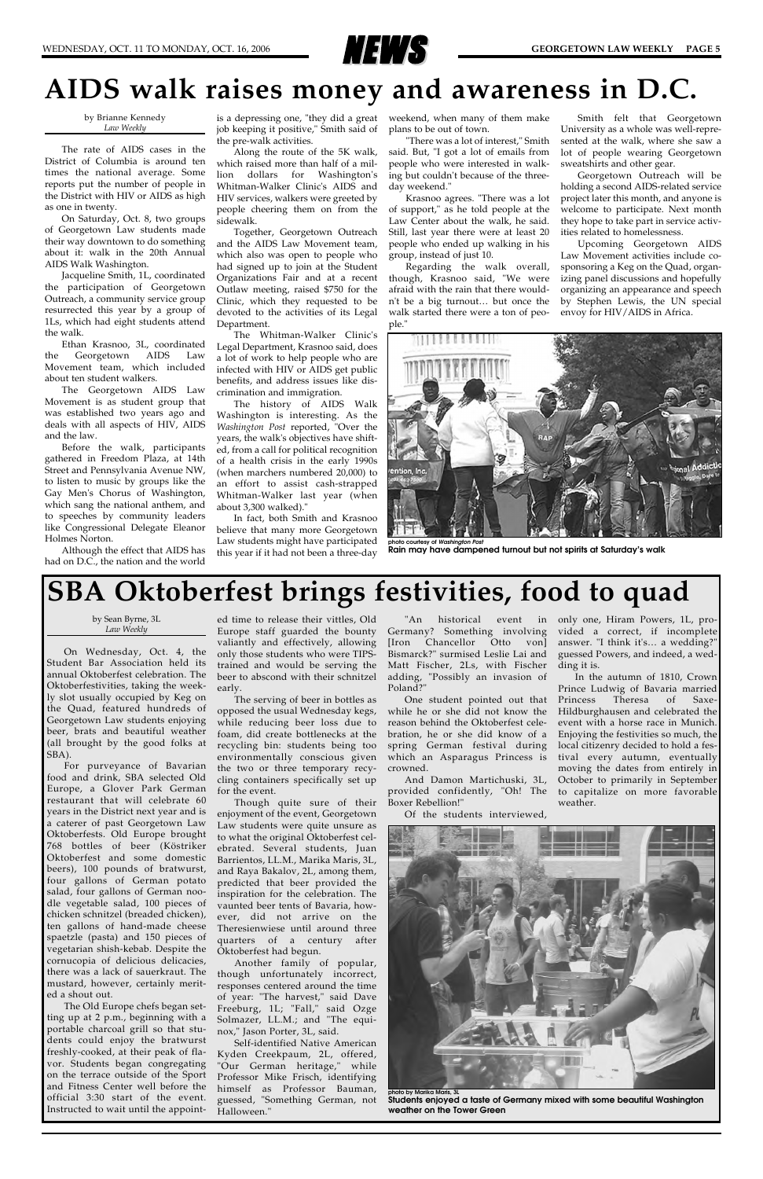# AIDS walk raises money and awareness in D.C.

by Brianne Kennedy
*Law Weekly*

The rate of AIDS cases in the District of Columbia is around ten times the national average. Some reports put the number of people in the District with HIV or AIDS as high as one in twenty.

On Saturday, Oct. 8, two groups of Georgetown Law students made their way downtown to do something about it: walk in the 20th Annual AIDS Walk Washington.

Jacqueline Smith, 1L, coordinated the participation of Georgetown Outreach, a community service group resurrected this year by a group of 1Ls, which had eight students attend the walk.

Ethan Krasnoo, 3L, coordinated the Georgetown AIDS Law Movement team, which included about ten student walkers.

The Georgetown AIDS Law Movement is as student group that was established two years ago and deals with all aspects of HIV, AIDS and the law.

Before the walk, participants gathered in Freedom Plaza, at 14th Street and Pennsylvania Avenue NW, to listen to music by groups like the Gay Men's Chorus of Washington, which sang the national anthem, and to speeches by community leaders like Congressional Delegate Eleanor Holmes Norton.

Although the effect that AIDS has had on D.C., the nation and the world is a depressing one, "they did a great job keeping it positive," Smith said of the pre-walk activities.

Along the route of the 5K walk, which raised more than half of a million dollars for Washington's Whitman-Walker Clinic's AIDS and HIV services, walkers were greeted by people cheering them on from the sidewalk.

Together, Georgetown Outreach and the AIDS Law Movement team, which also was open to people who had signed up to join at the Student Organizations Fair and at a recent Outlaw meeting, raised $750 for the Clinic, which they requested to be devoted to the activities of its Legal Department.

The Whitman-Walker Clinic's Legal Department, Krasnoo said, does a lot of work to help people who are infected with HIV or AIDS get public benefits, and address issues like discrimination and immigration.

The history of AIDS Walk Washington is interesting. As the *Washington Post* reported, "Over the years, the walk's objectives have shifted, from a call for political recognition of a health crisis in the early 1990s (when marchers numbered 20,000) to an effort to assist cash-strapped Whitman-Walker last year (when about 3,300 walked)."

In fact, both Smith and Krasnoo believe that many more Georgetown Law students might have participated this year if it had not been a three-day weekend, when many of them make plans to be out of town.

"There was a lot of interest," Smith said. But, "I got a lot of emails from people who were interested in walking but couldn't because of the three-day weekend."

Krasnoo agrees. "There was a lot of support," as he told people at the Law Center about the walk, he said. Still, last year there were at least 20 people who ended up walking in his group, instead of just 10.

Regarding the walk overall, though, Krasnoo said, "We were afraid with the rain that there wouldn't be a big turnout… but once the walk started there were a ton of people."

Smith felt that Georgetown University as a whole was well-represented at the walk, where she saw a lot of people wearing Georgetown sweatshirts and other gear.

Georgetown Outreach will be holding a second AIDS-related service project later this month, and anyone is welcome to participate. Next month they hope to take part in service activities related to homelessness.

Upcoming Georgetown AIDS Law Movement activities include co-sponsoring a Keg on the Quad, organizing panel discussions and hopefully organizing an appearance and speech by Stephen Lewis, the UN special envoy for HIV/AIDS in Africa.

photo courtesy of *Washington Post*
**Rain may have dampened turnout but not spirits at Saturday's walk**

# SBA Oktoberfest brings festivities, food to quad

by Sean Byrne, 3L
*Law Weekly*

On Wednesday, Oct. 4, the Student Bar Association held its annual Oktoberfest celebration. The Oktoberfestivities, taking the weekly slot usually occupied by Keg on the Quad, featured hundreds of Georgetown Law students enjoying beer, brats and beautiful weather (all brought by the good folks at SBA).

For purveyance of Bavarian food and drink, SBA selected Old Europe, a Glover Park German restaurant that will celebrate 60 years in the District next year and is a caterer of past Georgetown Law Oktoberfests. Old Europe brought 768 bottles of beer (Köstriker Oktoberfest and some domestic beers), 100 pounds of bratwurst, four gallons of German potato salad, four gallons of German noodle vegetable salad, 100 pieces of chicken schnitzel (breaded chicken), ten gallons of hand-made cheese spaetzle (pasta) and 150 pieces of vegetarian shish-kebab. Despite the cornucopia of delicious delicacies, there was a lack of sauerkraut. The mustard, however, certainly merited a shout out.

The Old Europe chefs began setting up at 2 p.m., beginning with a portable charcoal grill so that students could enjoy the bratwurst freshly-cooked, at their peak of flavor. Students began congregating on the terrace outside of the Sport and Fitness Center well before the official 3:30 start of the event. Instructed to wait until the appointed time to release their vittles, Old Europe staff guarded the bounty valiantly and effectively, allowing only those students who were TIPS-trained and would be serving the beer to abscond with their schnitzel early.

The serving of beer in bottles as opposed the usual Wednesday kegs, while reducing beer loss due to foam, did create bottlenecks at the recycling bin: students being too environmentally conscious given the two or three temporary recycling containers specifically set up for the event.

Though quite sure of their enjoyment of the event, Georgetown Law students were quite unsure as to what the original Oktoberfest celebrated. Several students, Juan Barrientos, LL.M., Marika Maris, 3L, and Raya Bakalov, 2L, among them, predicted that beer provided the inspiration for the celebration. The vaunted beer tents of Bavaria, however, did not arrive on the Theresienwiese until around three quarters of a century after Oktoberfest had begun.

Another family of popular, though unfortunately incorrect, responses centered around the time of year: "The harvest," said Dave Freeburg, 1L; "Fall," said Ozge Solmazer, LL.M.; and "The equinox," Jason Porter, 3L, said.

Self-identified Native American Kyden Creekpaum, 2L, offered, "Our German heritage," while Professor Mike Frisch, identifying himself as Professor Bauman, guessed, "Something German, not Halloween."

"An historical event in Germany? Something involving [Iron Chancellor Otto von] Bismarck?" surmised Leslie Lai and Matt Fischer, 2Ls, with Fischer adding, "Possibly an invasion of Poland?"

One student pointed out that while he or she did not know the reason behind the Oktoberfest celebration, he or she did know of a spring German festival during which an Asparagus Princess is crowned.

And Damon Martichuski, 3L, provided confidently, "Oh! The Boxer Rebellion!"

Of the students interviewed, only one, Hiram Powers, 1L, provided a correct, if incomplete answer. "I think it's… a wedding?" guessed Powers, and indeed, a wedding it is.

In the autumn of 1810, Crown Prince Ludwig of Bavaria married Princess Theresa of Saxe-Hildburghausen and celebrated the event with a horse race in Munich. Enjoying the festivities so much, the local citizenry decided to hold a festival every autumn, eventually moving the dates from entirely in October to primarily in September to capitalize on more favorable weather.

photo by Marika Maris, 3L
**Students enjoyed a taste of Germany mixed with some beautiful Washington weather on the Tower Green**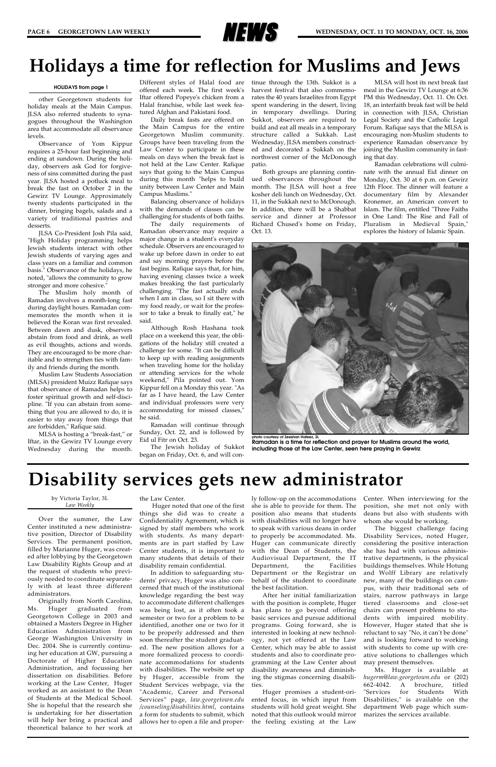# Holidays a time for reflection for Muslims and Jews

**HOLIDAYS from page 1**

other Georgetown students for holiday meals at the Main Campus. JLSA also referred students to synagogues throughout the Washington area that accommodate all observance levels.

Observance of Yom Kippur requires a 25-hour fast beginning and ending at sundown. During the holiday, observers ask God for forgiveness of sins committed during the past year. JLSA hosted a potluck meal to break the fast on October 2 in the Gewirz TV Lounge. Approximately twenty students participated in the dinner, bringing bagels, salads and a variety of traditional pastries and desserts.

JLSA Co-President Josh Pila said, "High Holiday programming helps Jewish students interact with other Jewish students of varying ages and class years on a familiar and common basis." Observance of the holidays, he noted, "allows the community to grow stronger and more cohesive."

The Muslim holy month of Ramadan involves a month-long fast during daylight hours. Ramadan commemorates the month when it is believed the Koran was first revealed. Between dawn and dusk, observers abstain from food and drink, as well as evil thoughts, actions and words. They are encouraged to be more charitable and to strengthen ties with family and friends during the month.

Muslim Law Students Association (MLSA) president Muizz Rafique says that observance of Ramadan helps to foster spiritual growth and self-discipline. "If you can abstain from something that you are allowed to do, it is easier to stay away from things that are forbidden," Rafique said.

MLSA is hosting a "break-fast," or Iftar, in the Gewirz TV Lounge every Wednesday during the month. Different styles of Halal food are offered each week. The first week's Iftar offered Popeye's chicken from a Halal franchise, while last week featured Afghan and Pakistani food.

Daily break fasts are offered on the Main Campus for the entire Georgetown Muslim community. Groups have been traveling from the Law Center to participate in these meals on days when the break fast is not held at the Law Center. Rafique says that going to the Main Campus during this month "helps to build unity between Law Center and Main Campus Muslims."

Balancing observance of holidays with the demands of classes can be challenging for students of both faiths.

The daily requirements of Ramadan observance may require a major change in a student's everyday schedule. Observers are encouraged to wake up before dawn in order to eat and say morning prayers before the fast begins. Rafique says that, for him, having evening classes twice a week makes breaking the fast particularly challenging. "The fast actually ends when I am in class, so I sit there with my food ready, or wait for the professor to take a break to finally eat," he said.

Although Rosh Hashana took place on a weekend this year, the obligations of the holiday still created a challenge for some. "It can be difficult to keep up with reading assignments when traveling home for the holiday or attending services for the whole weekend," Pila pointed out. Yom Kippur fell on a Monday this year. "As far as I have heard, the Law Center and individual professors were very accommodating for missed classes," he said.

Ramadan will continue through Sunday, Oct. 22, and is followed by Eid ul Fitr on Oct. 23.

The Jewish holiday of Sukkot began on Friday, Oct. 6, and will continue through the 13th. Sukkot is a harvest festival that also commemorates the 40 years Israelites from Egypt spent wandering in the desert, living in temporary dwellings. During Sukkot, observers are required to build and eat all meals in a temporary structure called a Sukkah. Last Wednesday, JLSA members constructed and decorated a Sukkah on the northwest corner of the McDonough patio.

Both groups are planning continued observances throughout the month. The JLSA will host a free kosher deli lunch on Wednesday, Oct. 11, in the Sukkah next to McDonough. In addition, there will be a Shabbat service and dinner at Professor Richard Chused's home on Friday, Oct. 13.

MLSA will host its next break fast meal in the Gewirz TV Lounge at 6:36 PM this Wednesday, Oct. 11. On Oct. 18, an interfaith break fast will be held in connection with JLSA, Christian Legal Society and the Catholic Legal Forum. Rafique says that the MLSA is encouraging non-Muslim students to experience Ramadan observance by joining the Muslim community in fasting that day.

Ramadan celebrations will culminate with the annual Eid dinner on Monday, Oct. 30 at 6 p.m. on Gewirz 12th Floor. The dinner will feature a documentary film by Alexander Kronemer, an American convert to Islam. The film, entitled "Three Faiths in One Land: The Rise and Fall of Pluralism in Medieval Spain," explores the history of Islamic Spain.

photo courtesy of Zeeshan Hafeez, 2L

**Ramadan is a time for reflection and prayer for Muslims around the world, including those at the Law Center, seen here praying in Gewirz**

# Disability services gets new administrator

by Victoria Taylor, 3L
*Law Weekly*

Over the summer, the Law Center instituted a new administrative position, Director of Disability Services. The permanent position, filled by Marianne Huger, was created after lobbying by the Georgetown Law Disability Rights Group and at the request of students who previously needed to coordinate separately with at least three different administrators.

Originally from North Carolina, Ms. Huger graduated from Georgetown College in 2003 and obtained a Masters Degree in Higher Education Administration from George Washington University in Dec. 2004. She is currently continuing her education at GW, pursuing a Doctorate of Higher Education Administration, and focussing her dissertation on disabilities. Before working at the Law Center, Huger worked as an assistant to the Dean of Students at the Medical School. She is hopeful that the research she is undertaking for her dissertation will help her bring a practical and theoretical balance to her work at the Law Center.

Huger noted that one of the first things she did was to create a Confidentiality Agreement, which is signed by staff members who work with students. As many departments are in part staffed by Law Center students, it is important to many students that details of their disability remain confidential.

In addition to safeguarding students' privacy, Huger was also concerned that much of the institutional knowledge regarding the best way to accommodate different challenges was being lost, as it often took a semester or two for a problem to be identified, another one or two for it to be properly addressed and then soon thereafter the student graduated. The new position allows for a more formalized process to coordinate accommodations for students with disabilities. The website set up by Huger, accessible from the Student Services webpage, via the "Academic, Career and Personal Services" page, *law.georgetown.edu /counseling/disabilities.html*, contains a form for students to submit, which allows her to open a file and properly follow-up on the accommodations she is able to provide for them. The position also means that students with disabilities will no longer have to speak with various deans in order to properly be accommodated. Ms. Huger can communicate directly with the Dean of Students, the Audiovisual Department, the IT Department, the Facilities Department or the Registrar on behalf of the student to coordinate the best facilitation.

After her initial familiarization with the position is complete, Huger has plans to go beyond offering basic services and pursue additional programs. Going forward, she is interested in looking at new technology, not yet offered at the Law Center, which may be able to assist students and also to coordinate programming at the Law Center about disability awareness and diminishing the stigmas concerning disabilities.

Huger promises a student-oriented focus, in which input from students will hold great weight. She noted that this outlook would mirror the feeling existing at the Law Center. When interviewing for the position, she met not only with deans but also with students with whom she would be working.

The biggest challenge facing Disability Services, noted Huger, considering the positive interaction she has had with various administrative departments, is the physical buildings themselves. While Hotung and Wolff Library are relatively new, many of the buildings on campus, with their traditional sets of stairs, narrow pathways in large tiered classrooms and close-set chairs can present problems to students with impaired mobility. However, Huger stated that she is reluctant to say "No, it can't be done" and is looking forward to working with students to come up with creative solutions to challenges which may present themselves.

Ms. Huger is available at *hugerm@law.georgetown.edu* or (202) 662-4042. A brochure, titled "Services for Students With Disabilities," is available on the department Web page which summarizes the services available.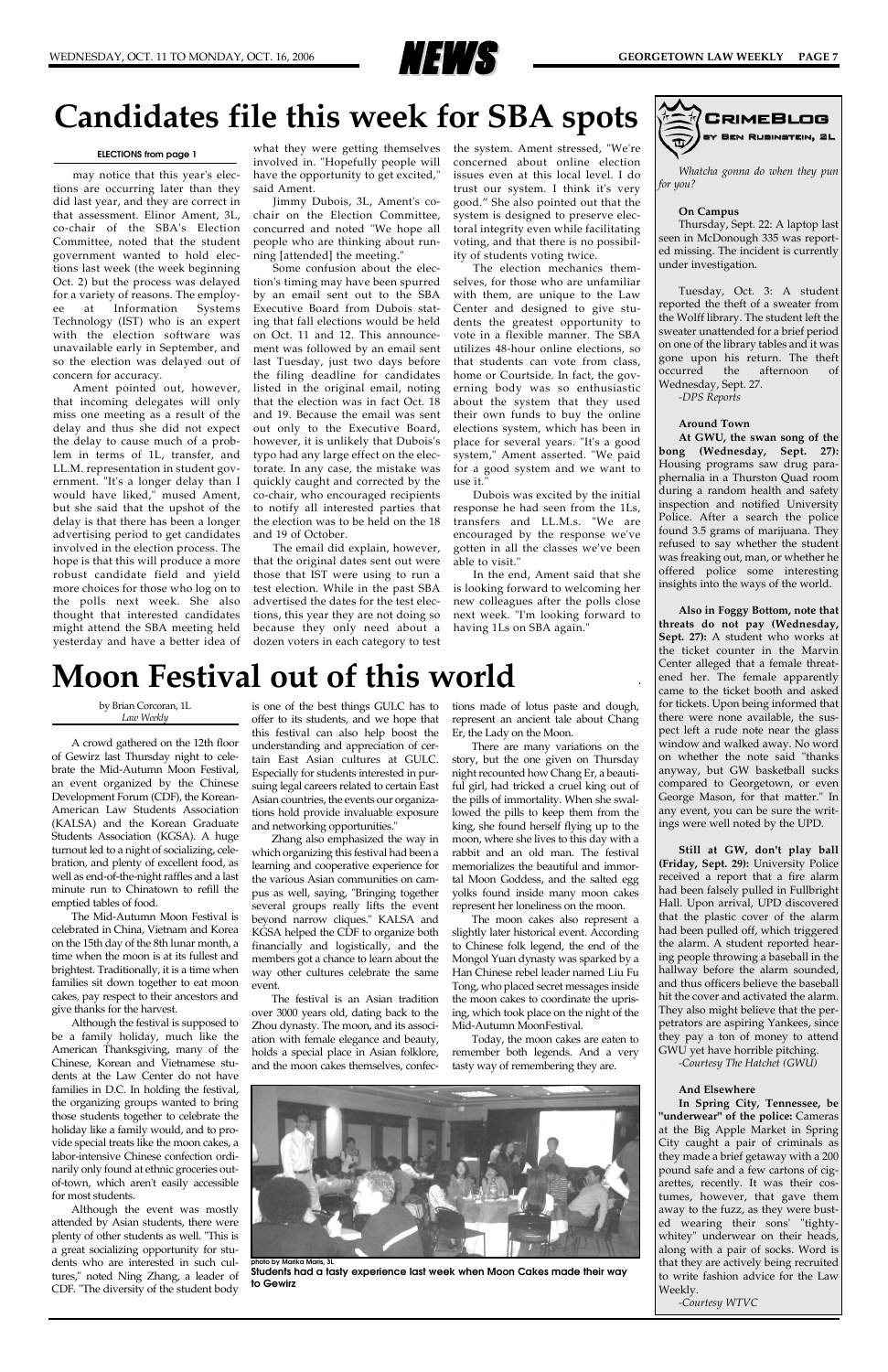# Candidates file this week for SBA spots

**ELECTIONS from page 1**

may notice that this year's elections are occurring later than they did last year, and they are correct in that assessment. Elinor Ament, 3L, co-chair of the SBA's Election Committee, noted that the student government wanted to hold elections last week (the week beginning Oct. 2) but the process was delayed for a variety of reasons. The employee at Information Systems Technology (IST) who is an expert with the election software was unavailable early in September, and so the election was delayed out of concern for accuracy.

Ament pointed out, however, that incoming delegates will only miss one meeting as a result of the delay and thus she did not expect the delay to cause much of a problem in terms of 1L, transfer, and LL.M. representation in student government. "It's a longer delay than I would have liked," mused Ament, but she said that the upshot of the delay is that there has been a longer advertising period to get candidates involved in the election process. The hope is that this will produce a more robust candidate field and yield more choices for those who log on to the polls next week. She also thought that interested candidates might attend the SBA meeting held yesterday and have a better idea of what they were getting themselves involved in. "Hopefully people will have the opportunity to get excited," said Ament.

Jimmy Dubois, 3L, Ament's co-chair on the Election Committee, concurred and noted "We hope all people who are thinking about running [attended] the meeting."

Some confusion about the election's timing may have been spurred by an email sent out to the SBA Executive Board from Dubois stating that fall elections would be held on Oct. 11 and 12. This announcement was followed by an email sent last Tuesday, just two days before the filing deadline for candidates listed in the original email, noting that the election was in fact Oct. 18 and 19. Because the email was sent out only to the Executive Board, however, it is unlikely that Dubois's typo had any large effect on the electorate. In any case, the mistake was quickly caught and corrected by the co-chair, who encouraged recipients to notify all interested parties that the election was to be held on the 18 and 19 of October.

The email did explain, however, that the original dates sent out were those that IST were using to run a test election. While in the past SBA advertised the dates for the test elections, this year they are not doing so because they only need about a dozen voters in each category to test the system. Ament stressed, "We're concerned about online election issues even at this local level. I do trust our system. I think it's very good." She also pointed out that the system is designed to preserve electoral integrity even while facilitating voting, and that there is no possibility of students voting twice.

The election mechanics themselves, for those who are unfamiliar with them, are unique to the Law Center and designed to give students the greatest opportunity to vote in a flexible manner. The SBA utilizes 48-hour online elections, so that students can vote from class, home or Courtside. In fact, the governing body was so enthusiastic about the system that they used their own funds to buy the online elections system, which has been in place for several years. "It's a good system," Ament asserted. "We paid for a good system and we want to use it."

Dubois was excited by the initial response he had seen from the 1Ls, transfers and LL.M.s. "We are encouraged by the response we've gotten in all the classes we've been able to visit."

In the end, Ament said that she is looking forward to welcoming her new colleagues after the polls close next week. "I'm looking forward to having 1Ls on SBA again."

# Moon Festival out of this world

by Brian Corcoran, 1L
*Law Weekly*

A crowd gathered on the 12th floor of Gewirz last Thursday night to celebrate the Mid-Autumn Moon Festival, an event organized by the Chinese Development Forum (CDF), the Korean-American Law Students Association (KALSA) and the Korean Graduate Students Association (KGSA). A huge turnout led to a night of socializing, celebration, and plenty of excellent food, as well as end-of-the-night raffles and a last minute run to Chinatown to refill the emptied tables of food.

The Mid-Autumn Moon Festival is celebrated in China, Vietnam and Korea on the 15th day of the 8th lunar month, a time when the moon is at its fullest and brightest. Traditionally, it is a time when families sit down together to eat moon cakes, pay respect to their ancestors and give thanks for the harvest.

Although the festival is supposed to be a family holiday, much like the American Thanksgiving, many of the Chinese, Korean and Vietnamese students at the Law Center do not have families in D.C. In holding the festival, the organizing groups wanted to bring those students together to celebrate the holiday like a family would, and to provide special treats like the moon cakes, a labor-intensive Chinese confection ordinarily only found at ethnic groceries out-of-town, which aren't easily accessible for most students.

Although the event was mostly attended by Asian students, there were plenty of other students as well. "This is a great socializing opportunity for students who are interested in such cultures," noted Ning Zhang, a leader of CDF. "The diversity of the student body is one of the best things GULC has to offer to its students, and we hope that this festival can also help boost the understanding and appreciation of certain East Asian cultures at GULC. Especially for students interested in pursuing legal careers related to certain East Asian countries, the events our organizations hold provide invaluable exposure and networking opportunities."

Zhang also emphasized the way in which organizing this festival had been a learning and cooperative experience for the various Asian communities on campus as well, saying, "Bringing together several groups really lifts the event beyond narrow cliques." KALSA and KGSA helped the CDF to organize both financially and logistically, and the members got a chance to learn about the way other cultures celebrate the same event.

The festival is an Asian tradition over 3000 years old, dating back to the Zhou dynasty. The moon, and its association with female elegance and beauty, holds a special place in Asian folklore, and the moon cakes themselves, confections made of lotus paste and dough, represent an ancient tale about Chang Er, the Lady on the Moon.

There are many variations on the story, but the one given on Thursday night recounted how Chang Er, a beautiful girl, had tricked a cruel king out of the pills of immortality. When she swallowed the pills to keep them from the king, she found herself flying up to the moon, where she lives to this day with a rabbit and an old man. The festival memorializes the beautiful and immortal Moon Goddess, and the salted egg yolks found inside many moon cakes represent her loneliness on the moon.

The moon cakes also represent a slightly later historical event. According to Chinese folk legend, the end of the Mongol Yuan dynasty was sparked by a Han Chinese rebel leader named Liu Fu Tong, who placed secret messages inside the moon cakes to coordinate the uprising, which took place on the night of the Mid-Autumn MoonFestival.

Today, the moon cakes are eaten to remember both legends. And a very tasty way of remembering they are.

photo by Marika Maris, 3L
**Students had a tasty experience last week when Moon Cakes made their way to Gewirz**

## CrimeBlog
by Ben Rubinstein, 2L

*Whatcha gonna do when they pun for you?*

**On Campus**

Thursday, Sept. 22: A laptop last seen in McDonough 335 was reported missing. The incident is currently under investigation.

Tuesday, Oct. 3: A student reported the theft of a sweater from the Wolff library. The student left the sweater unattended for a brief period on one of the library tables and it was gone upon his return. The theft occurred the afternoon of Wednesday, Sept. 27.

*-DPS Reports*

**Around Town**

**At GWU, the swan song of the bong (Wednesday, Sept. 27):** Housing programs saw drug paraphernalia in a Thurston Quad room during a random health and safety inspection and notified University Police. After a search the police found 3.5 grams of marijuana. They refused to say whether the student was freaking out, man, or whether he offered police some interesting insights into the ways of the world.

**Also in Foggy Bottom, note that threats do not pay (Wednesday, Sept. 27):** A student who works at the ticket counter in the Marvin Center alleged that a female threatened her. The female apparently came to the ticket booth and asked for tickets. Upon being informed that there were none available, the suspect left a rude note near the glass window and walked away. No word on whether the note said "thanks anyway, but GW basketball sucks compared to Georgetown, or even George Mason, for that matter." In any event, you can be sure the writings were well noted by the UPD.

**Still at GW, don't play ball (Friday, Sept. 29):** University Police received a report that a fire alarm had been falsely pulled in Fullbright Hall. Upon arrival, UPD discovered that the plastic cover of the alarm had been pulled off, which triggered the alarm. A student reported hearing people throwing a baseball in the hallway before the alarm sounded, and thus officers believe the baseball hit the cover and activated the alarm. They also might believe that the perpetrators are aspiring Yankees, since they pay a ton of money to attend GWU yet have horrible pitching.

*-Courtesy The Hatchet (GWU)*

**And Elsewhere**

**In Spring City, Tennessee, be "underwear" of the police:** Cameras at the Big Apple Market in Spring City caught a pair of criminals as they made a brief getaway with a 200 pound safe and a few cartons of cigarettes, recently. It was their costumes, however, that gave them away to the fuzz, as they were busted wearing their sons' "tighty-whitey" underwear on their heads, along with a pair of socks. Word is that they are actively being recruited to write fashion advice for the Law Weekly.

*-Courtesy WTVC*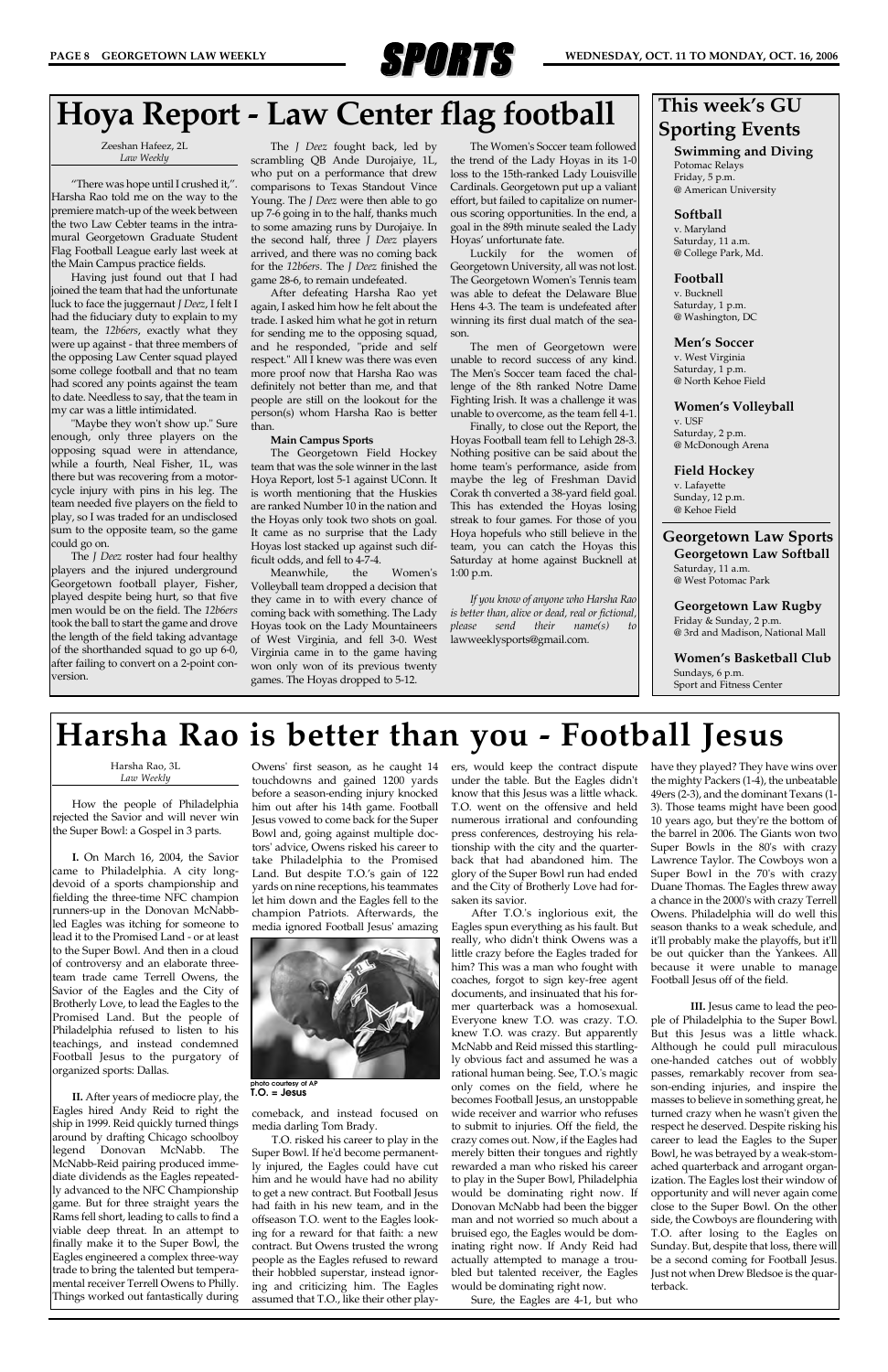# SPORTS

# Hoya Report - Law Center flag football

Zeeshan Hafeez, 2L
*Law Weekly*

"There was hope until I crushed it,". Harsha Rao told me on the way to the premiere match-up of the week between the two Law Cebter teams in the intramural Georgetown Graduate Student Flag Football League early last week at the Main Campus practice fields.

Having just found out that I had joined the team that had the unfortunate luck to face the juggernaut *J Deez*, I felt I had the fiduciary duty to explain to my team, the *12b6ers*, exactly what they were up against - that three members of the opposing Law Center squad played some college football and that no team had scored any points against the team to date. Needless to say, that the team in my car was a little intimidated.

"Maybe they won't show up." Sure enough, only three players on the opposing squad were in attendance, while a fourth, Neal Fisher, 1L, was there but was recovering from a motorcycle injury with pins in his leg. The team needed five players on the field to play, so I was traded for an undisclosed sum to the opposite team, so the game could go on.

The *J Deez* roster had four healthy players and the injured underground Georgetown football player, Fisher, played despite being hurt, so that five men would be on the field. The *12b6ers* took the ball to start the game and drove the length of the field taking advantage of the shorthanded squad to go up 6-0, after failing to convert on a 2-point conversion.

The *J Deez* fought back, led by scrambling QB Ande Durojaiye, 1L, who put on a performance that drew comparisons to Texas Standout Vince Young. The *J Deez* were then able to go up 7-6 going in to the half, thanks much to some amazing runs by Durojaiye. In the second half, three *J Deez* players arrived, and there was no coming back for the *12b6ers*. The *J Deez* finished the game 28-6, to remain undefeated.

After defeating Harsha Rao yet again, I asked him how he felt about the trade. I asked him what he got in return for sending me to the opposing squad, and he responded, "pride and self respect." All I knew was there was even more proof now that Harsha Rao was definitely not better than me, and that people are still on the lookout for the person(s) whom Harsha Rao is better than.

**Main Campus Sports**

The Georgetown Field Hockey team that was the sole winner in the last Hoya Report, lost 5-1 against UConn. It is worth mentioning that the Huskies are ranked Number 10 in the nation and the Hoyas only took two shots on goal. It came as no surprise that the Lady Hoyas lost stacked up against such difficult odds, and fell to 4-7-4.

Meanwhile, the Women's Volleyball team dropped a decision that they came in to with every chance of coming back with something. The Lady Hoyas took on the Lady Mountaineers of West Virginia, and fell 3-0. West Virginia came in to the game having won only won of its previous twenty games. The Hoyas dropped to 5-12.

The Women's Soccer team followed the trend of the Lady Hoyas in its 1-0 loss to the 15th-ranked Lady Louisville Cardinals. Georgetown put up a valiant effort, but failed to capitalize on numerous scoring opportunities. In the end, a goal in the 89th minute sealed the Lady Hoyas' unfortunate fate.

Luckily for the women of Georgetown University, all was not lost. The Georgetown Women's Tennis team was able to defeat the Delaware Blue Hens 4-3. The team is undefeated after winning its first dual match of the season.

The men of Georgetown were unable to record success of any kind. The Men's Soccer team faced the challenge of the 8th ranked Notre Dame Fighting Irish. It was a challenge it was unable to overcome, as the team fell 4-1.

Finally, to close out the Report, the Hoyas Football team fell to Lehigh 28-3. Nothing positive can be said about the home team's performance, aside from maybe the leg of Freshman David Corak th converted a 38-yard field goal. This has extended the Hoyas losing streak to four games. For those of you Hoya hopefuls who still believe in the team, you can catch the Hoyas this Saturday at home against Bucknell at 1:00 p.m.

*If you know of anyone who Harsha Rao is better than, alive or dead, real or fictional, please send their name(s) to lawweeklysports@gmail.com.*

## This week's GU Sporting Events

**Swimming and Diving**
Potomac Relays
Friday, 5 p.m.
@ American University

**Softball**
v. Maryland
Saturday, 11 a.m.
@ College Park, Md.

**Football**
v. Bucknell
Saturday, 1 p.m.
@ Washington, DC

**Men's Soccer**
v. West Virginia
Saturday, 1 p.m.
@ North Kehoe Field

**Women's Volleyball**
v. USF
Saturday, 2 p.m.
@ McDonough Arena

**Field Hockey**
v. Lafayette
Sunday, 12 p.m.
@ Kehoe Field

## Georgetown Law Sports

**Georgetown Law Softball**
Saturday, 11 a.m.
@ West Potomac Park

**Georgetown Law Rugby**
Friday & Sunday, 2 p.m.
@ 3rd and Madison, National Mall

**Women's Basketball Club**
Sundays, 6 p.m.
Sport and Fitness Center

# Harsha Rao is better than you - Football Jesus

Harsha Rao, 3L
*Law Weekly*

How the people of Philadelphia rejected the Savior and will never win the Super Bowl: a Gospel in 3 parts.

**I.** On March 16, 2004, the Savior came to Philadelphia. A city long-devoid of a sports championship and fielding the three-time NFC champion runners-up in the Donovan McNabb-led Eagles was itching for someone to lead it to the Promised Land - or at least to the Super Bowl. And then in a cloud of controversy and an elaborate three-team trade came Terrell Owens, the Savior of the Eagles and the City of Brotherly Love, to lead the Eagles to the Promised Land. But the people of Philadelphia refused to listen to his teachings, and instead condemned Football Jesus to the purgatory of organized sports: Dallas.

**II.** After years of mediocre play, the Eagles hired Andy Reid to right the ship in 1999. Reid quickly turned things around by drafting Chicago schoolboy legend Donovan McNabb. The McNabb-Reid pairing produced immediate dividends as the Eagles repeatedly advanced to the NFC Championship game. But for three straight years the Rams fell short, leading to calls to find a viable deep threat. In an attempt to finally make it to the Super Bowl, the Eagles engineered a complex three-way trade to bring the talented but temperamental receiver Terrell Owens to Philly. Things worked out fantastically during Owens' first season, as he caught 14 touchdowns and gained 1200 yards before a season-ending injury knocked him out after his 14th game. Football Jesus vowed to come back for the Super Bowl and, going against multiple doctors' advice, Owens risked his career to take Philadelphia to the Promised Land. But despite T.O.'s gain of 122 yards on nine receptions, his teammates let him down and the Eagles fell to the champion Patriots. Afterwards, the media ignored Football Jesus' amazing comeback, and instead focused on media darling Tom Brady.

photo courtesy of AP
T.O. = Jesus

T.O. risked his career to play in the Super Bowl. If he'd become permanently injured, the Eagles could have cut him and he would have had no ability to get a new contract. But Football Jesus had faith in his new team, and in the offseason T.O. went to the Eagles looking for a reward for that faith: a new contract. But Owens trusted the wrong people as the Eagles refused to reward their hobbled superstar, instead ignoring and criticizing him. The Eagles assumed that T.O., like their other players, would keep the contract dispute under the table. But the Eagles didn't know that this Jesus was a little whack. T.O. went on the offensive and held numerous irrational and confounding press conferences, destroying his relationship with the city and the quarterback that had abandoned him. The glory of the Super Bowl run had ended and the City of Brotherly Love had forsaken its savior.

After T.O.'s inglorious exit, the Eagles spun everything as his fault. But really, who didn't think Owens was a little crazy before the Eagles traded for him? This was a man who fought with coaches, forgot to sign key-free agent documents, and insinuated that his former quarterback was a homosexual. Everyone knew T.O. was crazy. T.O. knew T.O. was crazy. But apparently McNabb and Reid missed this startlingly obvious fact and assumed he was a rational human being. See, T.O.'s magic only comes on the field, where he becomes Football Jesus, an unstoppable wide receiver and warrior who refuses to submit to injuries. Off the field, the crazy comes out. Now, if the Eagles had merely bitten their tongues and rightly rewarded a man who risked his career to play in the Super Bowl, Philadelphia would be dominating right now. If Donovan McNabb had been the bigger man and not worried so much about a bruised ego, the Eagles would be dominating right now. If Andy Reid had actually attempted to manage a troubled but talented receiver, the Eagles would be dominating right now.

Sure, the Eagles are 4-1, but who have they played? They have wins over the mighty Packers (1-4), the unbeatable 49ers (2-3), and the dominant Texans (1-3). Those teams might have been good 10 years ago, but they're the bottom of the barrel in 2006. The Giants won two Super Bowls in the 80's with crazy Lawrence Taylor. The Cowboys won a Super Bowl in the 70's with crazy Duane Thomas. The Eagles threw away a chance in the 2000's with crazy Terrell Owens. Philadelphia will do well this season thanks to a weak schedule, and it'll probably make the playoffs, but it'll be out quicker than the Yankees. All because it were unable to manage Football Jesus off of the field.

**III.** Jesus came to lead the people of Philadelphia to the Super Bowl. But this Jesus was a little whack. Although he could pull miraculous one-handed catches out of wobbly passes, remarkably recover from season-ending injuries, and inspire the masses to believe in something great, he turned crazy when he wasn't given the respect he deserved. Despite risking his career to lead the Eagles to the Super Bowl, he was betrayed by a weak-stomached quarterback and arrogant organization. The Eagles lost their window of opportunity and will never again come close to the Super Bowl. On the other side, the Cowboys are floundering with T.O. after losing to the Eagles on Sunday. But, despite that loss, there will be a second coming for Football Jesus. Just not when Drew Bledsoe is the quarterback.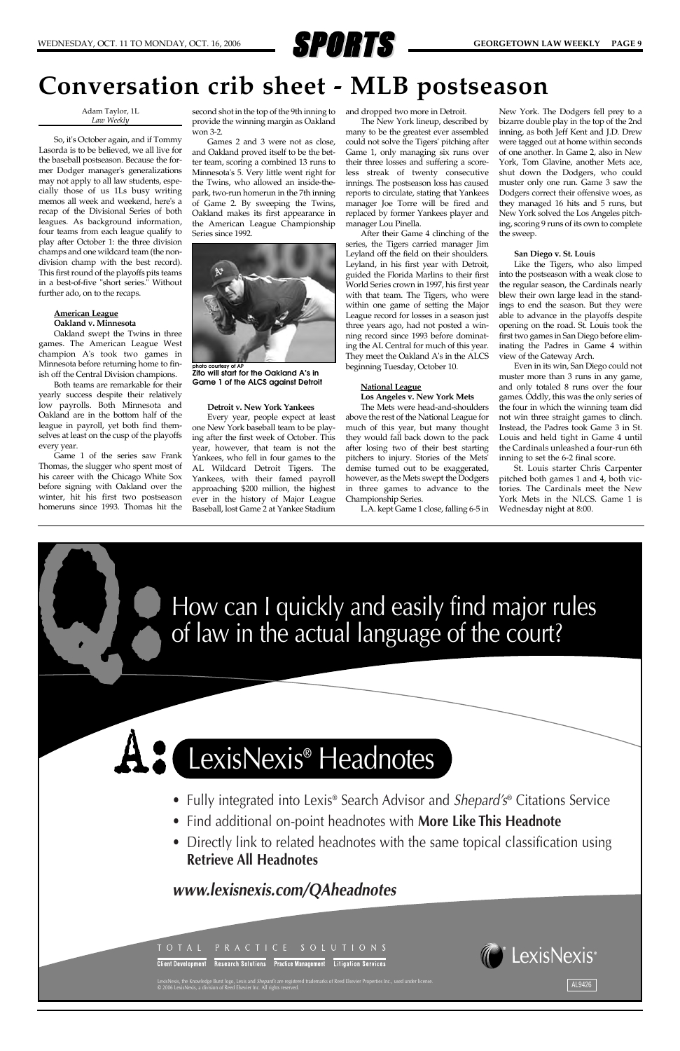# Conversation crib sheet - MLB postseason

Adam Taylor, 1L
*Law Weekly*

So, it's October again, and if Tommy Lasorda is to be believed, we all live for the baseball postseason. Because the former Dodger manager's generalizations may not apply to all law students, especially those of us 1Ls busy writing memos all week and weekend, here's a recap of the Divisional Series of both leagues. As background information, four teams from each league qualify to play after October 1: the three division champs and one wildcard team (the non-division champ with the best record). This first round of the playoffs pits teams in a best-of-five "short series." Without further ado, on to the recaps.

### American League

**Oakland v. Minnesota**

Oakland swept the Twins in three games. The American League West champion A's took two games in Minnesota before returning home to finish off the Central Division champions.

Both teams are remarkable for their yearly success despite their relatively low payrolls. Both Minnesota and Oakland are in the bottom half of the league in payroll, yet both find themselves at least on the cusp of the playoffs every year.

Game 1 of the series saw Frank Thomas, the slugger who spent most of his career with the Chicago White Sox before signing with Oakland over the winter, hit his first two postseason homeruns since 1993. Thomas hit the second shot in the top of the 9th inning to provide the winning margin as Oakland won 3-2.

Games 2 and 3 were not as close, and Oakland proved itself to be the better team, scoring a combined 13 runs to Minnesota's 5. Very little went right for the Twins, who allowed an inside-the-park, two-run homerun in the 7th inning of Game 2. By sweeping the Twins, Oakland makes its first appearance in the American League Championship Series since 1992.

photo courtesy of AP
**Zito will start for the Oakland A's in Game 1 of the ALCS against Detroit**

**Detroit v. New York Yankees**

Every year, people expect at least one New York baseball team to be playing after the first week of October. This year, however, that team is not the Yankees, who fell in four games to the AL Wildcard Detroit Tigers. The Yankees, with their famed payroll approaching $200 million, the highest ever in the history of Major League Baseball, lost Game 2 at Yankee Stadium and dropped two more in Detroit.

The New York lineup, described by many to be the greatest ever assembled could not solve the Tigers' pitching after Game 1, only managing six runs over their three losses and suffering a scoreless streak of twenty consecutive innings. The postseason loss has caused reports to circulate, stating that Yankees manager Joe Torre will be fired and replaced by former Yankees player and manager Lou Pinella.

After their Game 4 clinching of the series, the Tigers carried manager Jim Leyland off the field on their shoulders. Leyland, in his first year with Detroit, guided the Florida Marlins to their first World Series crown in 1997, his first year with that team. The Tigers, who were within one game of setting the Major League record for losses in a season just three years ago, had not posted a winning record since 1993 before dominating the AL Central for much of this year. They meet the Oakland A's in the ALCS beginning Tuesday, October 10.

### National League

**Los Angeles v. New York Mets**

The Mets were head-and-shoulders above the rest of the National League for much of this year, but many thought they would fall back down to the pack after losing two of their best starting pitchers to injury. Stories of the Mets' demise turned out to be exaggerated, however, as the Mets swept the Dodgers in three games to advance to the Championship Series.

L.A. kept Game 1 close, falling 6-5 in New York. The Dodgers fell prey to a bizarre double play in the top of the 2nd inning, as both Jeff Kent and J.D. Drew were tagged out at home within seconds of one another. In Game 2, also in New York, Tom Glavine, another Mets ace, shut down the Dodgers, who could muster only one run. Game 3 saw the Dodgers correct their offensive woes, as they managed 16 hits and 5 runs, but New York solved the Los Angeles pitching, scoring 9 runs of its own to complete the sweep.

**San Diego v. St. Louis**

Like the Tigers, who also limped into the postseason with a weak close to the regular season, the Cardinals nearly blew their own large lead in the standings to end the season. But they were able to advance in the playoffs despite opening on the road. St. Louis took the first two games in San Diego before eliminating the Padres in Game 4 within view of the Gateway Arch.

Even in its win, San Diego could not muster more than 3 runs in any game, and only totaled 8 runs over the four games. Oddly, this was the only series of the four in which the winning team did not win three straight games to clinch. Instead, the Padres took Game 3 in St. Louis and held tight in Game 4 until the Cardinals unleashed a four-run 6th inning to set the 6-2 final score.

St. Louis starter Chris Carpenter pitched both games 1 and 4, both victories. The Cardinals meet the New York Mets in the NLCS. Game 1 is Wednesday night at 8:00.

---

**Q:** How can I quickly and easily find major rules of law in the actual language of the court?

**A:** LexisNexis® Headnotes

- Fully integrated into Lexis® Search Advisor and *Shepard's*® Citations Service
- Find additional on-point headnotes with **More Like This Headnote**
- Directly link to related headnotes with the same topical classification using **Retrieve All Headnotes**

***www.lexisnexis.com/QAheadnotes***

TOTAL PRACTICE SOLUTIONS
Client Development | Research Solutions | Practice Management | Litigation Services

LexisNexis®

LexisNexis, the Knowledge Burst logo, Lexis and Shepard's are registered trademarks of Reed Elsevier Properties Inc., used under license. © 2006 LexisNexis, a division of Reed Elsevier Inc. All rights reserved.

AL9426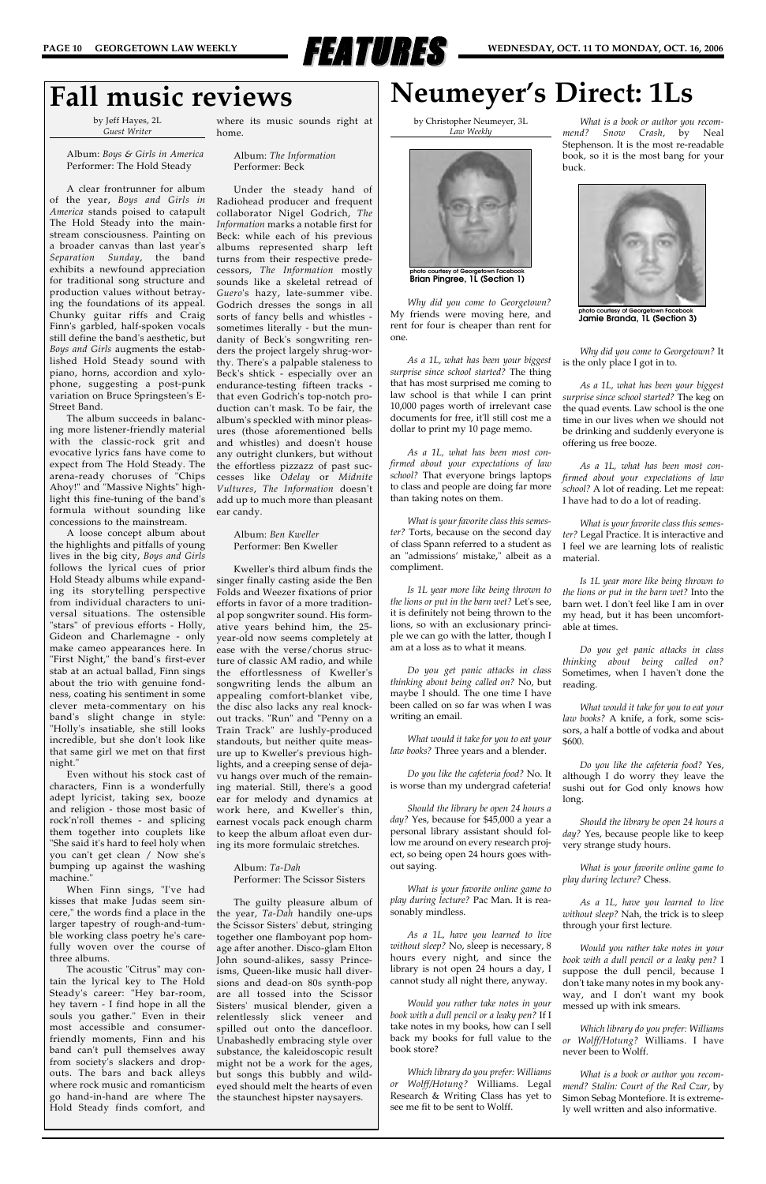# Fall music reviews

by Jeff Hayes, 2L
*Guest Writer*

Album: *Boys & Girls in America*
Performer: The Hold Steady

A clear frontrunner for album of the year, *Boys and Girls in America* stands poised to catapult The Hold Steady into the mainstream consciousness. Painting on a broader canvas than last year's *Separation Sunday*, the band exhibits a newfound appreciation for traditional song structure and production values without betraying the foundations of its appeal. Chunky guitar riffs and Craig Finn's garbled, half-spoken vocals still define the band's aesthetic, but *Boys and Girls* augments the established Hold Steady sound with piano, horns, accordion and xylophone, suggesting a post-punk variation on Bruce Springsteen's E-Street Band.

The album succeeds in balancing more listener-friendly material with the classic-rock grit and evocative lyrics fans have come to expect from The Hold Steady. The arena-ready choruses of "Chips Ahoy!" and "Massive Nights" highlight this fine-tuning of the band's formula without sounding like concessions to the mainstream.

A loose concept album about the highlights and pitfalls of young lives in the big city, *Boys and Girls* follows the lyrical cues of prior Hold Steady albums while expanding its storytelling perspective from individual characters to universal situations. The ostensible "stars" of previous efforts - Holly, Gideon and Charlemagne - only make cameo appearances here. In "First Night," the band's first-ever stab at an actual ballad, Finn sings about the trio with genuine fondness, coating his sentiment in some clever meta-commentary on his band's slight change in style: "Holly's insatiable, she still looks incredible, but she don't look like that same girl we met on that first night."

Even without his stock cast of characters, Finn is a wonderfully adept lyricist, taking sex, booze and religion - those most basic of rock'n'roll themes - and splicing them together into couplets like "She said it's hard to feel holy when you can't get clean / Now she's bumping up against the washing machine."

When Finn sings, "I've had kisses that make Judas seem sincere," the words find a place in the larger tapestry of rough-and-tumble working class poetry he's carefully woven over the course of three albums.

The acoustic "Citrus" may contain the lyrical key to The Hold Steady's career: "Hey bar-room, hey tavern - I find hope in all the souls you gather." Even in their most accessible and consumer-friendly moments, Finn and his band can't pull themselves away from society's slackers and drop-outs. The bars and back alleys where rock music and romanticism go hand-in-hand are where The Hold Steady finds comfort, and where its music sounds right at home.

Album: *The Information*
Performer: Beck

Under the steady hand of Radiohead producer and frequent collaborator Nigel Godrich, *The Information* marks a notable first for Beck: while each of his previous albums represented sharp left turns from their respective predecessors, *The Information* mostly sounds like a skeletal retread of *Guero*'s hazy, late-summer vibe. Godrich dresses the songs in all sorts of fancy bells and whistles - sometimes literally - but the mundanity of Beck's songwriting renders the project largely shrug-worthy. There's a palpable staleness to Beck's shtick - especially over an endurance-testing fifteen tracks - that even Godrich's top-notch production can't mask. To be fair, the album's speckled with minor pleasures (those aforementioned bells and whistles) and doesn't house any outright clunkers, but without the effortless pizzazz of past successes like *Odelay* or *Midnite Vultures*, *The Information* doesn't add up to much more than pleasant ear candy.

Album: *Ben Kweller*
Performer: Ben Kweller

Kweller's third album finds the singer finally casting aside the Ben Folds and Weezer fixations of prior efforts in favor of a more traditional pop songwriter sound. His formative years behind him, the 25-year-old now seems completely at ease with the verse/chorus structure of classic AM radio, and while the effortlessness of Kweller's songwriting lends the album an appealing comfort-blanket vibe, the disc also lacks any real knock-out tracks. "Run" and "Penny on a Train Track" are lushly-produced standouts, but neither quite measure up to Kweller's previous highlights, and a creeping sense of deja-vu hangs over much of the remaining material. Still, there's a good ear for melody and dynamics at work here, and Kweller's thin, earnest vocals pack enough charm to keep the album afloat even during its more formulaic stretches.

Album: *Ta-Dah*
Performer: The Scissor Sisters

The guilty pleasure album of the year, *Ta-Dah* handily one-ups the Scissor Sisters' debut, stringing together one flamboyant pop homage after another. Disco-glam Elton John sound-alikes, sassy Prince-isms, Queen-like music hall diversions and dead-on 80s synth-pop are all tossed into the Scissor Sisters' musical blender, given a relentlessly slick veneer and spilled out onto the dancefloor. Unabashedly embracing style over substance, the kaleidoscopic result might not be a work for the ages, but songs this bubbly and wild-eyed should melt the hearts of even the staunchest hipster naysayers.

# Neumeyer's Direct: 1Ls

by Christopher Neumeyer, 3L
*Law Weekly*

photo courtesy of Georgetown Facebook
**Brian Pingree, 1L (Section 1)**

*Why did you come to Georgetown?* My friends were moving here, and rent for four is cheaper than rent for one.

*As a 1L, what has been your biggest surprise since school started?* The thing that has most surprised me coming to law school is that while I can print 10,000 pages worth of irrelevant case documents for free, it'll still cost me a dollar to print my 10 page memo.

*As a 1L, what has been most confirmed about your expectations of law school?* That everyone brings laptops to class and people are doing far more than taking notes on them.

*What is your favorite class this semester?* Torts, because on the second day of class Spann referred to a student as an "admissions' mistake," albeit as a compliment.

*Is 1L year more like being thrown to the lions or put in the barn wet?* Let's see, it is definitely not being thrown to the lions, so with an exclusionary principle we can go with the latter, though I am at a loss as to what it means.

*Do you get panic attacks in class thinking about being called on?* No, but maybe I should. The one time I have been called on so far was when I was writing an email.

*What would it take for you to eat your law books?* Three years and a blender.

*Do you like the cafeteria food?* No. It is worse than my undergrad cafeteria!

*Should the library be open 24 hours a day?* Yes, because for $45,000 a year a personal library assistant should follow me around on every research project, so being open 24 hours goes without saying.

*What is your favorite online game to play during lecture?* Pac Man. It is reasonably mindless.

*As a 1L, have you learned to live without sleep?* No, sleep is necessary, 8 hours every night, and since the library is not open 24 hours a day, I cannot study all night there, anyway.

*Would you rather take notes in your book with a dull pencil or a leaky pen?* If I take notes in my books, how can I sell back my books for full value to the book store?

*Which library do you prefer: Williams or Wolff/Hotung?* Williams. Legal Research & Writing Class has yet to see me fit to be sent to Wolff.

*What is a book or author you recommend?* *Snow Crash*, by Neal Stephenson. It is the most re-readable book, so it is the most bang for your buck.

photo courtesy of Georgetown Facebook
**Jamie Branda, 1L (Section 3)**

*Why did you come to Georgetown?* It is the only place I got in to.

*As a 1L, what has been your biggest surprise since school started?* The keg on the quad events. Law school is the one time in our lives when we should not be drinking and suddenly everyone is offering us free booze.

*As a 1L, what has been most confirmed about your expectations of law school?* A lot of reading. Let me repeat: I have had to do a lot of reading.

*What is your favorite class this semester?* Legal Practice. It is interactive and I feel we are learning lots of realistic material.

*Is 1L year more like being thrown to the lions or put in the barn wet?* Into the barn wet. I don't feel like I am in over my head, but it has been uncomfortable at times.

*Do you get panic attacks in class thinking about being called on?* Sometimes, when I haven't done the reading.

*What would it take for you to eat your law books?* A knife, a fork, some scissors, a half a bottle of vodka and about $600.

*Do you like the cafeteria food?* Yes, although I do worry they leave the sushi out for God only knows how long.

*Should the library be open 24 hours a day?* Yes, because people like to keep very strange study hours.

*What is your favorite online game to play during lecture?* Chess.

*As a 1L, have you learned to live without sleep?* Nah, the trick is to sleep through your first lecture.

*Would you rather take notes in your book with a dull pencil or a leaky pen?* I suppose the dull pencil, because I don't take many notes in my book anyway, and I don't want my book messed up with ink smears.

*Which library do you prefer: Williams or Wolff/Hotung?* Williams. I have never been to Wolff.

*What is a book or author you recommend?* *Stalin: Court of the Red Czar*, by Simon Sebag Montefiore. It is extremely well written and also informative.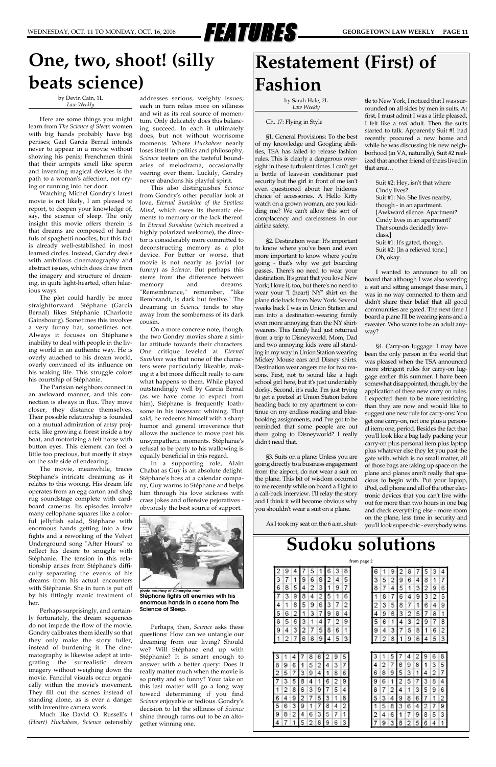# One, two, shoot! (silly beats science)

by Devin Cain, 1L
*Law Weekly*

Here are some things you might learn from *The Science of Sleep*: women with big hands probably have big penises; Gael Garcia Bernal intends never to appear in a movie without showing his penis; Frenchmen think that their armpits smell like sperm and inventing magical devices is the path to a woman's affection, not crying or running into her door.

Watching Michel Gondry's latest movie is not likely, I am pleased to report, to deepen your knowledge of, say, the science of sleep. The only insight this movie offers therein is that dreams are composed of handfuls of spaghetti noodles, but this fact is already well-established in most learned circles. Instead, Gondry deals with ambitious cinematography and abstract issues, which does draw from the imagery and structure of dreaming, in quite light-hearted, often hilarious ways.

The plot could hardly be more straightforward. Stéphane (Garcia Bernal) likes Stéphanie (Charlotte Gainsbourg). Sometimes this involves a very funny hat, sometimes not. Always it focuses on Stéphane's inability to deal with people in the living world in an authentic way. He is overly attached to his dream world, overly convinced of its influence on his waking life. This struggle colors his courtship of Stéphanie.

The Parisian neighbors connect in an awkward manner, and this connection is always in flux. They move closer, they distance themselves. Their possible relationship is founded on a mutual admiration of artsy projects, like growing a forest inside a toy boat, and motorizing a felt horse with button eyes. This element can feel a little too precious, but mostly it stays on the safe side of endearing.

The movie, meanwhile, traces Stéphane's intricate dreaming as it relates to this wooing. His dream life operates from an egg carton and shag rug soundstage complete with cardboard cameras. Its episodes involve many cellophane squares like a colorful jellyfish salad, Stéphane with enormous hands getting into a few fights and a reworking of the Velvet Underground song "After Hours" to reflect his desire to snuggle with Stéphanie. The tension in this relationship arises from Stéphane's difficulty separating the events of his dreams from his actual encounters with Stéphanie. She in turn is put off by his fittingly manic treatment of her.

Perhaps surprisingly, and certainly fortunately, the dream sequences do not impede the flow of the movie. Gondry calibrates them ideally so that they only make the story fuller, instead of burdening it. The cinematography is likewise adept at integrating the surrealistic dream imagery without weighing down the movie. Fanciful visuals occur organically within the movie's movement. They fill out the scenes instead of standing alone, as is ever a danger with inventive camera work.

Much like David O. Russell's *I (Heart) Huckabees*, *Science* ostensibly addresses serious, weighty issues; each in turn relies more on silliness and wit as its real source of momentum. Only delicately does this balancing succeed. In each it ultimately does, but not without worrisome moments. Where *Huckabees* nearly loses itself in politics and philosophy, *Science* teeters on the tasteful boundaries of melodrama, occasionally veering over them. Luckily, Gondry never abandons his playful spirit.

This also distinguishes *Science* from Gondry's other peculiar look at love, *Eternal Sunshine of the Spotless Mind*, which owes its thematic elements to memory or the lack thereof. In *Eternal Sunshine* (which received a highly polarized welcome), the director is considerably more committed to deconstructing memory as a plot device. For better or worse, that movie is not nearly as jovial (or funny) as *Science*. But perhaps this stems from the difference between memory and dreams. "Remembrance," remember, "like Rembrandt, is dark but festive." The dreaming in *Science* tends to stay away from the somberness of its dark cousin.

On a more concrete note, though, the two Gondry movies share a similar attitude towards their characters. One critique leveled at *Eternal Sunshine* was that none of the characters were particularly likeable, making it a bit more difficult really to care what happens to them. While played outstandingly well by Garcia Bernal (as we have come to expect from him), Stéphane is frequently loathsome in his incessant whining. That said, he redeems himself with a sharp humor and general irreverence that allows the audience to move past his unsympathetic moments. Stéphanie's refusal to be party to his wallowing is equally beneficial in this regard.

In a supporting role, Alain Chabat as Guy is an absolute delight. Stéphane's boss at a calendar company, Guy warms to Stéphane and helps him through his love sickness with crass jokes and offensive pejoratives - obviously the best source of support.

photo courtesy of Cinempire.com
**Stéphane fights off enemies with his enormous hands in a scene from The Science of Sleep.**

Perhaps, then, *Science* asks these questions: How can we untangle our dreaming from our living? Should we? Will Stéphane end up with Stéphanie? It is smart enough to answer with a better query: Does it really matter much when the movie is so pretty and so funny? Your take on this last matter will go a long way toward determining if you find *Science* enjoyable or tedious. Gondry's decision to let the silliness of *Science* shine through turns out to be an altogether winning one.

# Restatement (First) of Fashion

by Sarah Hale, 2L
*Law Weekly*

Ch. 17: Flying in Style

§1. General Provisions: To the best of my knowledge and Googling abilities, TSA has failed to release fashion rules. This is clearly a dangerous oversight in these turbulent times. I can't get a bottle of leave-in conditioner past security but the girl in front of me isn't even questioned about her hideous choice of accessories. A Hello Kitty watch on a grown woman, are you kidding me? We can't allow this sort of complacency and carelessness in our airline safety.

§2. Destination wear: It's important to know where you've been and even more important to know where you're going - that's why we get boarding passes. There's no need to wear your destination. It's great that you love New York; I love it, too, but there's no need to wear your "I (heart) NY" shirt on the plane ride back from New York. Several weeks back I was in Union Station and ran into a destination-wearing family even more annoying than the NY shirt-wearers. This family had just returned from a trip to Disneyworld. Mom, Dad and two annoying kids were all standing in my way in Union Station wearing Mickey Mouse ears and Disney shirts. Destination wear angers me for two reasons. First, not to sound like a high school girl here, but it's just undeniably dorky. Second, it's rude. I'm just trying to get a pretzel at Union Station before heading back to my apartment to continue on my endless reading and bluebooking assignments, and I've got to be reminded that some people are out there going to Disneyworld? I really didn't need that.

§3. Suits on a plane: Unless you are going directly to a business engagement from the airport, do not wear a suit on the plane. This bit of wisdom occurred to me recently while on board a flight to a call-back interview. I'll relay the story and I think it will become obvious why you shouldn't wear a suit on a plane.

As I took my seat on the 6 a.m. shuttle to New York, I noticed that I was surrounded on all sides by men in suits. At first, I must admit I was a little pleased, I felt like a *real* adult. Then the suits started to talk. Apparently Suit #1 had recently procured a new home and while he was discussing his new neighborhood (in VA, naturally), Suit #2 realized that another friend of theirs lived in that area…

> Suit #2: Hey, isn't that where Cindy lives?
> Suit #1: No. She lives nearby, though - in an apartment.
> [Awkward silence. Apartment? Cindy lives in an apartment? That sounds decidedly low-class.]
> Suit #1: It's gated, though.
> Suit #2: [In a relieved tone.] Oh, okay.

I wanted to announce to all on board that although I was also wearing a suit and sitting amongst these men, I was in no way connected to them and didn't share their belief that all good communities are gated. The next time I board a plane I'll be wearing jeans and a sweater. Who wants to be an adult anyway?

§4. Carry-on luggage: I may have been the only person in the world that was pleased when the TSA announced more stringent rules for carry-on luggage earlier this summer. I have been somewhat disappointed, though, by the application of these new carry on rules. I expected them to be more restricting than they are now and would like to suggest one new rule for carry-ons: You get one carry-on, not one plus a personal item; one, period. Besides the fact that you'll look like a bag lady packing your carry-on plus personal item plus laptop plus whatever else they let you past the gate with, which is no small matter, all of those bags are taking up space on the plane and planes aren't really that spacious to begin with. Put your laptop, iPod, cell phone and all of the other electronic devices that you can't live without for more than two hours in one bag and check everything else - more room on the plane, less time in security and you'll look super-chic - everybody wins.

# Sudoku solutions

from page 2

| | | | | | | | | |
|---|---|---|---|---|---|---|---|---|
| 2 | 9 | 4 | 7 | 5 | 1 | 6 | 3 | 8 |
| 3 | 7 | 1 | 9 | 6 | 8 | 2 | 4 | 5 |
| 6 | 8 | 5 | 4 | 2 | 3 | 1 | 9 | 7 |
| 7 | 3 | 9 | 8 | 4 | 2 | 5 | 1 | 6 |
| 4 | 1 | 8 | 5 | 9 | 6 | 3 | 7 | 2 |
| 5 | 6 | 2 | 1 | 3 | 7 | 9 | 8 | 4 |
| 8 | 5 | 6 | 3 | 1 | 4 | 7 | 2 | 9 |
| 9 | 4 | 3 | 2 | 7 | 5 | 8 | 6 | 1 |
| 1 | 2 | 7 | 6 | 8 | 9 | 4 | 5 | 3 |

| | | | | | | | | |
|---|---|---|---|---|---|---|---|---|
| 6 | 1 | 9 | 2 | 8 | 7 | 5 | 3 | 4 |
| 3 | 5 | 2 | 9 | 6 | 4 | 8 | 1 | 7 |
| 8 | 7 | 4 | 5 | 1 | 3 | 2 | 9 | 6 |
| 1 | 8 | 7 | 6 | 4 | 9 | 3 | 2 | 5 |
| 2 | 3 | 5 | 8 | 7 | 1 | 6 | 4 | 9 |
| 4 | 9 | 6 | 3 | 2 | 5 | 7 | 8 | 1 |
| 5 | 6 | 1 | 4 | 3 | 2 | 9 | 7 | 8 |
| 9 | 4 | 3 | 7 | 5 | 8 | 1 | 6 | 2 |
| 7 | 2 | 8 | 1 | 9 | 6 | 4 | 5 | 3 |

| | | | | | | | | |
|---|---|---|---|---|---|---|---|---|
| 3 | 1 | 4 | 7 | 8 | 6 | 2 | 9 | 5 |
| 8 | 9 | 6 | 1 | 5 | 2 | 4 | 3 | 7 |
| 2 | 5 | 7 | 3 | 9 | 4 | 1 | 8 | 6 |
| 7 | 3 | 5 | 8 | 4 | 1 | 6 | 2 | 9 |
| 1 | 2 | 8 | 6 | 3 | 9 | 7 | 5 | 4 |
| 6 | 4 | 9 | 2 | 7 | 5 | 3 | 1 | 8 |
| 5 | 6 | 3 | 9 | 1 | 7 | 8 | 4 | 2 |
| 9 | 8 | 2 | 4 | 6 | 3 | 5 | 7 | 1 |
| 4 | 7 | 1 | 5 | 2 | 8 | 9 | 6 | 3 |

| | | | | | | | | |
|---|---|---|---|---|---|---|---|---|
| 3 | 1 | 5 | 7 | 4 | 2 | 9 | 6 | 8 |
| 4 | 2 | 7 | 6 | 9 | 8 | 1 | 3 | 5 |
| 6 | 8 | 9 | 5 | 3 | 1 | 4 | 2 | 7 |
| 9 | 6 | 1 | 2 | 5 | 7 | 3 | 8 | 4 |
| 8 | 7 | 2 | 4 | 1 | 3 | 5 | 9 | 6 |
| 5 | 3 | 4 | 9 | 8 | 6 | 7 | 1 | 2 |
| 1 | 5 | 8 | 3 | 6 | 4 | 2 | 7 | 9 |
| 2 | 4 | 6 | 1 | 7 | 9 | 8 | 5 | 3 |
| 7 | 9 | 3 | 8 | 2 | 5 | 6 | 4 | 1 |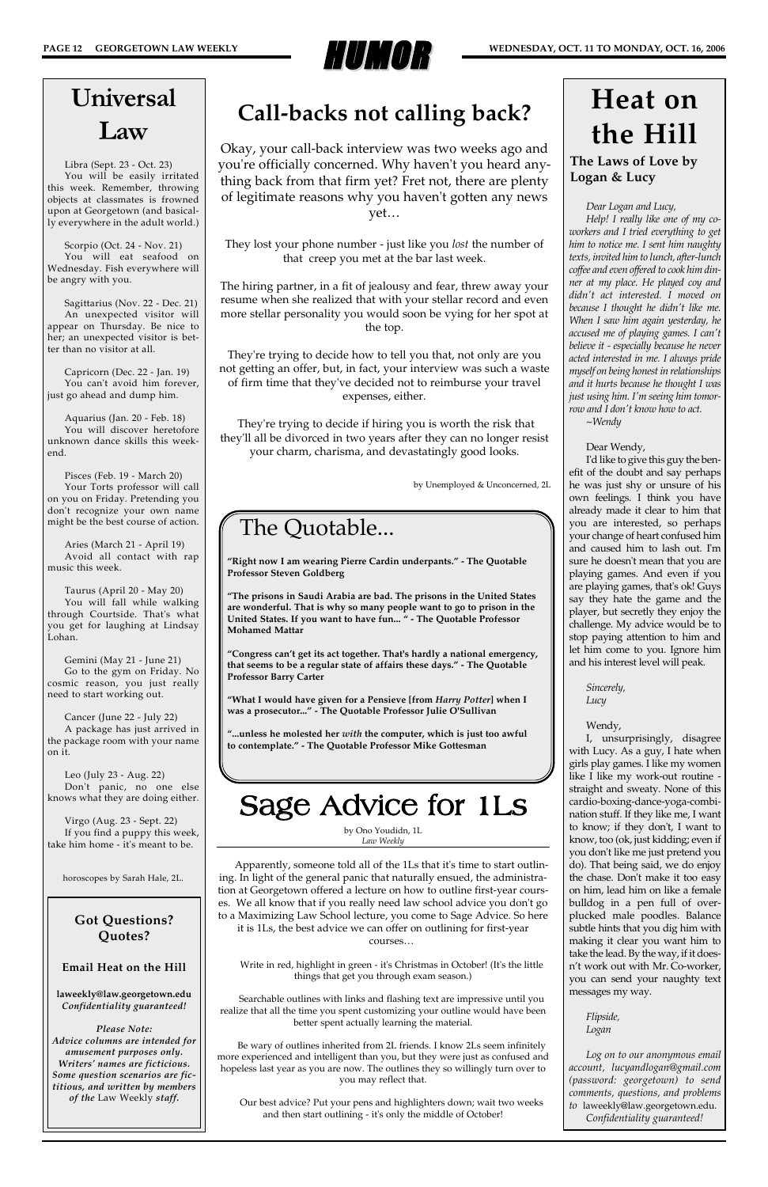# HUMOR

## Universal Law

Libra (Sept. 23 - Oct. 23)
You will be easily irritated this week. Remember, throwing objects at classmates is frowned upon at Georgetown (and basically everywhere in the adult world.)

Scorpio (Oct. 24 - Nov. 21)
You will eat seafood on Wednesday. Fish everywhere will be angry with you.

Sagittarius (Nov. 22 - Dec. 21)
An unexpected visitor will appear on Thursday. Be nice to her; an unexpected visitor is better than no visitor at all.

Capricorn (Dec. 22 - Jan. 19)
You can't avoid him forever, just go ahead and dump him.

Aquarius (Jan. 20 - Feb. 18)
You will discover heretofore unknown dance skills this weekend.

Pisces (Feb. 19 - March 20)
Your Torts professor will call on you on Friday. Pretending you don't recognize your own name might be the best course of action.

Aries (March 21 - April 19)
Avoid all contact with rap music this week.

Taurus (April 20 - May 20)
You will fall while walking through Courtside. That's what you get for laughing at Lindsay Lohan.

Gemini (May 21 - June 21)
Go to the gym on Friday. No cosmic reason, you just really need to start working out.

Cancer (June 22 - July 22)
A package has just arrived in the package room with your name on it.

Leo (July 23 - Aug. 22)
Don't panic, no one else knows what they are doing either.

Virgo (Aug. 23 - Sept. 22)
If you find a puppy this week, take him home - it's meant to be.

horoscopes by Sarah Hale, 2L.

### Got Questions? Quotes?

**Email Heat on the Hill**

**laweekly@law.georgetown.edu**
***Confidentiality guaranteed!***

***Please Note:***
***Advice columns are intended for amusement purposes only. Writers' names are ficticious. Some question scenarios are fictitious, and written by members of the*** Law Weekly ***staff.***

## Call-backs not calling back?

Okay, your call-back interview was two weeks ago and you're officially concerned. Why haven't you heard anything back from that firm yet? Fret not, there are plenty of legitimate reasons why you haven't gotten any news yet…

They lost your phone number - just like you *lost* the number of that creep you met at the bar last week.

The hiring partner, in a fit of jealousy and fear, threw away your resume when she realized that with your stellar record and even more stellar personality you would soon be vying for her spot at the top.

They're trying to decide how to tell you that, not only are you not getting an offer, but, in fact, your interview was such a waste of firm time that they've decided not to reimburse your travel expenses, either.

They're trying to decide if hiring you is worth the risk that they'll all be divorced in two years after they can no longer resist your charm, charisma, and devastatingly good looks.

by Unemployed & Unconcerned, 2L

## The Quotable...

**"Right now I am wearing Pierre Cardin underpants." - The Quotable Professor Steven Goldberg**

**"The prisons in Saudi Arabia are bad. The prisons in the United States are wonderful. That is why so many people want to go to prison in the United States. If you want to have fun... " - The Quotable Professor Mohamed Mattar**

**"Congress can't get its act together. That's hardly a national emergency, that seems to be a regular state of affairs these days." - The Quotable Professor Barry Carter**

**"What I would have given for a Pensieve [from *Harry Potter*] when I was a prosecutor..." - The Quotable Professor Julie O'Sullivan**

**"...unless he molested her *with* the computer, which is just too awful to contemplate." - The Quotable Professor Mike Gottesman**

## Sage Advice for 1Ls

by Ono Youdidn, 1L
*Law Weekly*

Apparently, someone told all of the 1Ls that it's time to start outlining. In light of the general panic that naturally ensued, the administration at Georgetown offered a lecture on how to outline first-year courses. We all know that if you really need law school advice you don't go to a Maximizing Law School lecture, you come to Sage Advice. So here it is 1Ls, the best advice we can offer on outlining for first-year courses…

Write in red, highlight in green - it's Christmas in October! (It's the little things that get you through exam season.)

Searchable outlines with links and flashing text are impressive until you realize that all the time you spent customizing your outline would have been better spent actually learning the material.

Be wary of outlines inherited from 2L friends. I know 2Ls seem infinitely more experienced and intelligent than you, but they were just as confused and hopeless last year as you are now. The outlines they so willingly turn over to you may reflect that.

Our best advice? Put your pens and highlighters down; wait two weeks and then start outlining - it's only the middle of October!

## Heat on the Hill

### The Laws of Love by Logan & Lucy

*Dear Logan and Lucy,*
*Help! I really like one of my co-workers and I tried everything to get him to notice me. I sent him naughty texts, invited him to lunch, after-lunch coffee and even offered to cook him dinner at my place. He played coy and didn't act interested. I moved on because I thought he didn't like me. When I saw him again yesterday, he accused me of playing games. I can't believe it - especially because he never acted interested in me. I always pride myself on being honest in relationships and it hurts because he thought I was just using him. I'm seeing him tomorrow and I don't know how to act.*
*~Wendy*

Dear Wendy,
I'd like to give this guy the benefit of the doubt and say perhaps he was just shy or unsure of his own feelings. I think you have already made it clear to him that you are interested, so perhaps your change of heart confused him and caused him to lash out. I'm sure he doesn't mean that you are playing games. And even if you are playing games, that's ok! Guys say they hate the game and the player, but secretly they enjoy the challenge. My advice would be to stop paying attention to him and let him come to you. Ignore him and his interest level will peak.

*Sincerely,*
*Lucy*

Wendy,
I, unsurprisingly, disagree with Lucy. As a guy, I hate when girls play games. I like my women like I like my work-out routine - straight and sweaty. None of this cardio-boxing-dance-yoga-combination stuff. If they like me, I want to know; if they don't, I want to know, too (ok, just kidding; even if you don't like me just pretend you do). That being said, we do enjoy the chase. Don't make it too easy on him, lead him on like a female bulldog in a pen full of over-plucked male poodles. Balance subtle hints that you dig him with making it clear you want him to take the lead. By the way, if it doesn't work out with Mr. Co-worker, you can send your naughty text messages my way.

*Flipside,*
*Logan*

*Log on to our anonymous email account, lucyandlogan@gmail.com (password: georgetown) to send comments, questions, and problems to* laweekly@law.georgetown.edu.
*Confidentiality guaranteed!*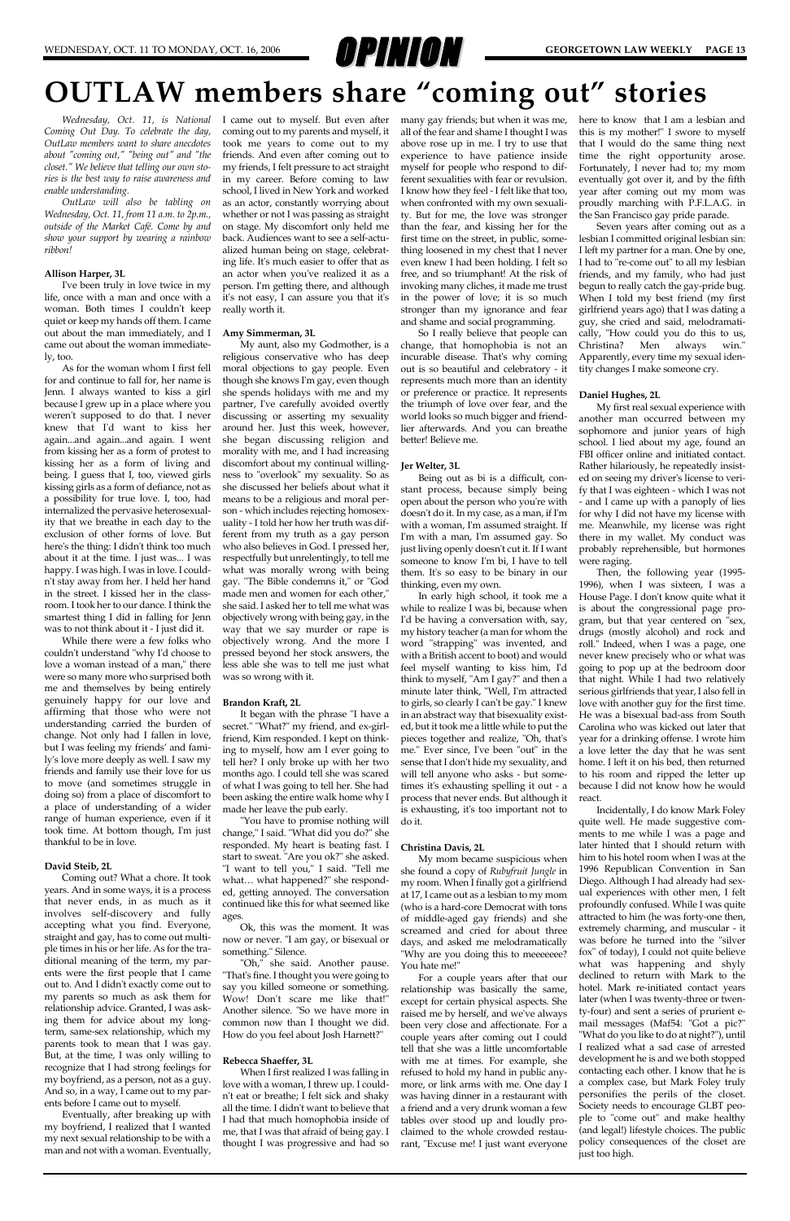# OUTLAW members share "coming out" stories

*Wednesday, Oct. 11, is National Coming Out Day. To celebrate the day, OutLaw members want to share anecdotes about "coming out," "being out" and "the closet." We believe that telling our own stories is the best way to raise awareness and enable understanding.*

*OutLaw will also be tabling on Wednesday, Oct. 11, from 11 a.m. to 2p.m., outside of the Market Café. Come by and show your support by wearing a rainbow ribbon!*

### Allison Harper, 3L

I've been truly in love twice in my life, once with a man and once with a woman. Both times I couldn't keep quiet or keep my hands off them. I came out about the man immediately, and I came out about the woman immediately, too.

As for the woman whom I first fell for and continue to fall for, her name is Jenn. I always wanted to kiss a girl because I grew up in a place where you weren't supposed to do that. I never knew that I'd want to kiss her again...and again...and again. I went from kissing her as a form of protest to kissing her as a form of living and being. I guess that I, too, viewed girls kissing girls as a form of defiance, not as a possibility for true love. I, too, had internalized the pervasive heterosexuality that we breathe in each day to the exclusion of other forms of love. But here's the thing: I didn't think too much about it at the time. I just was... I was happy. I was high. I was in love. I couldn't stay away from her. I held her hand in the street. I kissed her in the classroom. I took her to our dance. I think the smartest thing I did in falling for Jenn was to not think about it - I just did it.

While there were a few folks who couldn't understand "why I'd choose to love a woman instead of a man," there were so many more who surprised both me and themselves by being entirely genuinely happy for our love and affirming that those who were not understanding carried the burden of change. Not only had I fallen in love, but I was feeling my friends' and family's love more deeply as well. I saw my friends and family use their love for us to move (and sometimes struggle in doing so) from a place of discomfort to a place of understanding of a wider range of human experience, even if it took time. At bottom though, I'm just thankful to be in love.

### David Steib, 2L

Coming out? What a chore. It took years. And in some ways, it is a process that never ends, in as much as it involves self-discovery and fully accepting what you find. Everyone, straight and gay, has to come out multiple times in his or her life. As for the traditional meaning of the term, my parents were the first people that I came out to. And I didn't exactly come out to my parents so much as ask them for relationship advice. Granted, I was asking them for advice about my long-term, same-sex relationship, which my parents took to mean that I was gay. But, at the time, I was only willing to recognize that I had strong feelings for my boyfriend, as a person, not as a guy. And so, in a way, I came out to my parents before I came out to myself.

Eventually, after breaking up with my boyfriend, I realized that I wanted my next sexual relationship to be with a man and not with a woman. Eventually, I came out to myself. But even after coming out to my parents and myself, it took me years to come out to my friends. And even after coming out to my friends, I felt pressure to act straight in my career. Before coming to law school, I lived in New York and worked as an actor, constantly worrying about whether or not I was passing as straight on stage. My discomfort only held me back. Audiences want to see a self-actualized human being on stage, celebrating life. It's much easier to offer that as an actor when you've realized it as a person. I'm getting there, and although it's not easy, I can assure you that it's really worth it.

### Amy Simmerman, 3L

My aunt, also my Godmother, is a religious conservative who has deep moral objections to gay people. Even though she knows I'm gay, even though she spends holidays with me and my partner, I've carefully avoided overtly discussing or asserting my sexuality around her. Just this week, however, she began discussing religion and morality with me, and I had increasing discomfort about my continual willingness to "overlook" my sexuality. So as she discussed her beliefs about what it means to be a religious and moral person - which includes rejecting homosexuality - I told her how her truth was different from my truth as a gay person who also believes in God. I pressed her, respectfully but unrelentingly, to tell me what was morally wrong with being gay. "The Bible condemns it," or "God made men and women for each other," she said. I asked her to tell me what was objectively wrong with being gay, in the way that we say murder or rape is objectively wrong. And the more I pressed beyond her stock answers, the less able she was to tell me just what was so wrong with it.

### Brandon Kraft, 2L

It began with the phrase "I have a secret." "What?" my friend, and ex-girlfriend, Kim responded. I kept on thinking to myself, how am I ever going to tell her? I only broke up with her two months ago. I could tell she was scared of what I was going to tell her. She had been asking the entire walk home why I made her leave the pub early.

"You have to promise nothing will change," I said. "What did you do?" she responded. My heart is beating fast. I start to sweat. "Are you ok?" she asked. "I want to tell you," I said. "Tell me what… what happened?" she responded, getting annoyed. The conversation continued like this for what seemed like ages.

Ok, this was the moment. It was now or never. "I am gay, or bisexual or something." Silence.

"Oh," she said. Another pause. "That's fine. I thought you were going to say you killed someone or something. Wow! Don't scare me like that!" Another silence. "So we have more in common now than I thought we did. How do you feel about Josh Harnett?"

### Rebecca Shaeffer, 3L

When I first realized I was falling in love with a woman, I threw up. I couldn't eat or breathe; I felt sick and shaky all the time. I didn't want to believe that I had that much homophobia inside of me, that I was that afraid of being gay. I thought I was progressive and had so many gay friends; but when it was me, all of the fear and shame I thought I was above rose up in me. I try to use that experience to have patience inside myself for people who respond to different sexualities with fear or revulsion. I know how they feel - I felt like that too, when confronted with my own sexuality. But for me, the love was stronger than the fear, and kissing her for the first time on the street, in public, something loosened in my chest that I never even knew I had been holding. I felt so free, and so triumphant! At the risk of invoking many cliches, it made me trust in the power of love; it is so much stronger than my ignorance and fear and shame and social programming.

So I really believe that people can change, that homophobia is not an incurable disease. That's why coming out is so beautiful and celebratory - it represents much more than an identity or preference or practice. It represents the triumph of love over fear, and the world looks so much bigger and friendlier afterwards. And you can breathe better! Believe me.

### Jer Welter, 3L

Being out as bi is a difficult, constant process, because simply being open about the person who you're with doesn't do it. In my case, as a man, if I'm with a woman, I'm assumed straight. If I'm with a man, I'm assumed gay. So just living openly doesn't cut it. If I want someone to know I'm bi, I have to tell them. It's so easy to be binary in our thinking, even my own.

In early high school, it took me a while to realize I was bi, because when I'd be having a conversation with, say, my history teacher (a man for whom the word "strapping" was invented, and with a British accent to boot) and would feel myself wanting to kiss him, I'd think to myself, "Am I gay?" and then a minute later think, "Well, I'm attracted to girls, so clearly I can't be gay." I knew in an abstract way that bisexuality existed, but it took me a little while to put the pieces together and realize, "Oh, that's me." Ever since, I've been "out" in the sense that I don't hide my sexuality, and will tell anyone who asks - but sometimes it's exhausting spelling it out - a process that never ends. But although it is exhausting, it's too important not to do it.

### Christina Davis, 2L

My mom became suspicious when she found a copy of *Rubyfruit Jungle* in my room. When I finally got a girlfriend at 17, I came out as a lesbian to my mom (who is a hard-core Democrat with tons of middle-aged gay friends) and she screamed and cried for about three days, and asked me melodramatically "Why are you doing this to meeeeeee? You hate me!"

For a couple years after that our relationship was basically the same, except for certain physical aspects. She raised me by herself, and we've always been very close and affectionate. For a couple years after coming out I could tell that she was a little uncomfortable with me at times. For example, she refused to hold my hand in public anymore, or link arms with me. One day I was having dinner in a restaurant with a friend and a very drunk woman a few tables over stood up and loudly proclaimed to the whole crowded restaurant, "Excuse me! I just want everyone here to know that I am a lesbian and this is my mother!" I swore to myself that I would do the same thing next time the right opportunity arose. Fortunately, I never had to; my mom eventually got over it, and by the fifth year after coming out my mom was proudly marching with P.F.L.A.G. in the San Francisco gay pride parade.

Seven years after coming out as a lesbian I committed original lesbian sin: I left my partner for a man. One by one, I had to "re-come out" to all my lesbian friends, and my family, who had just begun to really catch the gay-pride bug. When I told my best friend (my first girlfriend years ago) that I was dating a guy, she cried and said, melodramatically, "How could you do this to us, Christina? Men always win." Apparently, every time my sexual identity changes I make someone cry.

### Daniel Hughes, 2L

My first real sexual experience with another man occurred between my sophomore and junior years of high school. I lied about my age, found an FBI officer online and initiated contact. Rather hilariously, he repeatedly insisted on seeing my driver's license to verify that I was eighteen - which I was not - and I came up with a panoply of lies for why I did not have my license with me. Meanwhile, my license was right there in my wallet. My conduct was probably reprehensible, but hormones were raging.

Then, the following year (1995-1996), when I was sixteen, I was a House Page. I don't know quite what it is about the congressional page program, but that year centered on "sex, drugs (mostly alcohol) and rock and roll." Indeed, when I was a page, one never knew precisely who or what was going to pop up at the bedroom door that night. While I had two relatively serious girlfriends that year, I also fell in love with another guy for the first time. He was a bisexual bad-ass from South Carolina who was kicked out later that year for a drinking offense. I wrote him a love letter the day that he was sent home. I left it on his bed, then returned to his room and ripped the letter up because I did not know how he would react.

Incidentally, I do know Mark Foley quite well. He made suggestive comments to me while I was a page and later hinted that I should return with him to his hotel room when I was at the 1996 Republican Convention in San Diego. Although I had already had sexual experiences with other men, I felt profoundly confused. While I was quite attracted to him (he was forty-one then, extremely charming, and muscular - it was before he turned into the "silver fox" of today), I could not quite believe what was happening and shyly declined to return with Mark to the hotel. Mark re-initiated contact years later (when I was twenty-three or twenty-four) and sent a series of prurient e-mail messages (Maf54: "Got a pic?" "What do you like to do at night?"), until I realized what a sad case of arrested development he is and we both stopped contacting each other. I know that he is a complex case, but Mark Foley truly personifies the perils of the closet. Society needs to encourage GLBT people to "come out" and make healthy (and legal!) lifestyle choices. The public policy consequences of the closet are just too high.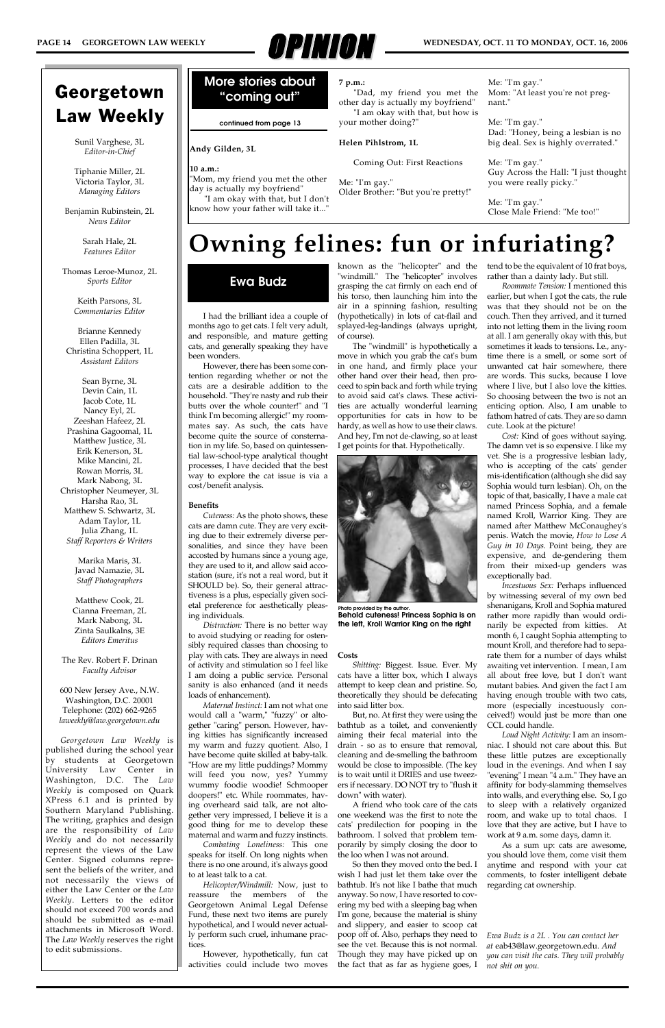# Georgetown Law Weekly

Sunil Varghese, 3L
*Editor-in-Chief*

Tiphanie Miller, 2L
Victoria Taylor, 3L
*Managing Editors*

Benjamin Rubinstein, 2L
*News Editor*

Sarah Hale, 2L
*Features Editor*

Thomas Leroe-Munoz, 2L
*Sports Editor*

Keith Parsons, 3L
*Commentaries Editor*

Brianne Kennedy
Ellen Padilla, 3L
Christina Schoppert, 1L
*Assistant Editors*

Sean Byrne, 3L
Devin Cain, 1L
Jacob Cote, 1L
Nancy Eyl, 2L
Zeeshan Hafeez, 2L
Prashina Gagoomal, 1L
Matthew Justice, 3L
Erik Kenerson, 3L
Mike Mancini, 2L
Rowan Morris, 3L
Mark Nabong, 3L
Christopher Neumeyer, 3L
Harsha Rao, 3L
Matthew S. Schwartz, 3L
Adam Taylor, 1L
Julia Zhang, 1L
*Staff Reporters & Writers*

Marika Maris, 3L
Javad Namazie, 3L
*Staff Photographers*

Matthew Cook, 2L
Cianna Freeman, 2L
Mark Nabong, 3L
Zinta Saulkalns, 3E
*Editors Emeritus*

The Rev. Robert F. Drinan
*Faculty Advisor*

600 New Jersey Ave., N.W.
Washington, D.C. 20001
Telephone: (202) 662-9265
*laweekly@law.georgetown.edu*

*Georgetown Law Weekly* is published during the school year by students at Georgetown University Law Center in Washington, D.C. The *Law Weekly* is composed on Quark XPress 6.1 and is printed by Southern Maryland Publishing. The writing, graphics and design are the responsibility of *Law Weekly* and do not necessarily represent the views of the Law Center. Signed columns represent the beliefs of the writer, and not necessarily the views of either the Law Center or the *Law Weekly*. Letters to the editor should not exceed 700 words and should be submitted as e-mail attachments in Microsoft Word. The *Law Weekly* reserves the right to edit submissions.

## More stories about "coming out"

continued from page 13

**Andy Gilden, 3L**

**10 a.m.:**
"Mom, my friend you met the other day is actually my boyfriend"
"I am okay with that, but I don't know how your father will take it..."

**7 p.m.:**
"Dad, my friend you met the other day is actually my boyfriend"
"I am okay with that, but how is your mother doing?"

**Helen Pihlstrom, 1L**

Coming Out: First Reactions

Me: "I'm gay."
Older Brother: "But you're pretty!"

Me: "I'm gay."
Mom: "At least you're not pregnant."

Me: "I'm gay."
Dad: "Honey, being a lesbian is no big deal. Sex is highly overrated."

Me: "I'm gay."
Guy Across the Hall: "I just thought you were really picky."

Me: "I'm gay."
Close Male Friend: "Me too!"

# Owning felines: fun or infuriating?

## Ewa Budz

I had the brilliant idea a couple of months ago to get cats. I felt very adult, and responsible, and mature getting cats, and generally speaking they have been wonders.

However, there has been some contention regarding whether or not the cats are a desirable addition to the household. "They're nasty and rub their butts over the whole counter!" and "I think I'm becoming allergic!" my roommates say. As such, the cats have become quite the source of consternation in my life. So, based on quintessential law-school-type analytical thought processes, I have decided that the best way to explore the cat issue is via a cost/benefit analysis.

**Benefits**

*Cuteness:* As the photo shows, these cats are damn cute. They are very exciting due to their extremely diverse personalities, and since they have been accosted by humans since a young age, they are used to it, and allow said accostation (sure, it's not a real word, but it SHOULD be). So, their general attractiveness is a plus, especially given societal preference for aesthetically pleasing individuals.

*Distraction:* There is no better way to avoid studying or reading for ostensibly required classes than choosing to play with cats. They are always in need of activity and stimulation so I feel like I am doing a public service. Personal sanity is also enhanced (and it needs loads of enhancement).

*Maternal Instinct:* I am not what one would call a "warm," "fuzzy" or altogether "caring" person. However, having kitties has significantly increased my warm and fuzzy quotient. Also, I have become quite skilled at baby-talk. "How are my little puddings? Mommy will feed you now, yes? Yummy wummy foodie woodie! Schmooper doopers!" etc. While roommates, having overheard said talk, are not altogether very impressed, I believe it is a good thing for me to develop these maternal and warm and fuzzy instincts.

*Combating Loneliness:* This one speaks for itself. On long nights when there is no one around, it's always good to at least talk to a cat.

*Helicopter/Windmill:* Now, just to reassure the members of the Georgetown Animal Legal Defense Fund, these next two items are purely hypothetical, and I would never actually perform such cruel, inhumane practices.

However, hypothetically, fun cat activities could include two moves known as the "helicopter" and the "windmill." The "helicopter" involves grasping the cat firmly on each end of his torso, then launching him into the air in a spinning fashion, resulting (hypothetically) in lots of cat-flail and splayed-leg-landings (always upright, of course).

The "windmill" is hypothetically a move in which you grab the cat's bum in one hand, and firmly place your other hand over their head, then proceed to spin back and forth while trying to avoid said cat's claws. These activities are actually wonderful learning opportunities for cats in how to be hardy, as well as how to use their claws. And hey, I'm not de-clawing, so at least I get points for that. Hypothetically.

Photo provided by the author.
**Behold cuteness! Princess Sophia is on the left, Kroll Warrior King on the right**

**Costs**

*Shitting:* Biggest. Issue. Ever. My cats have a litter box, which I always attempt to keep clean and pristine. So, theoretically they should be defecating into said litter box.

But, no. At first they were using the bathtub as a toilet, and conveniently aiming their fecal material into the drain - so as to ensure that removal, cleaning and de-smelling the bathroom would be close to impossible. (The key is to wait until it DRIES and use tweezers if necessary. DO NOT try to "flush it down" with water).

A friend who took care of the cats one weekend was the first to note the cats' predilection for pooping in the bathroom. I solved that problem temporarily by simply closing the door to the loo when I was not around.

So then they moved onto the bed. I wish I had just let them take over the bathtub. It's not like I bathe that much anyway. So now, I have resorted to covering my bed with a sleeping bag when I'm gone, because the material is shiny and slippery, and easier to scoop cat poop off of. Also, perhaps they need to see the vet. Because this is not normal. Though they may have picked up on the fact that as far as hygiene goes, I tend to be the equivalent of 10 frat boys, rather than a dainty lady. But still.

*Roommate Tension:* I mentioned this earlier, but when I got the cats, the rule was that they should not be on the couch. Then they arrived, and it turned into not letting them in the living room at all. I am generally okay with this, but sometimes it leads to tensions. I.e., anytime there is a smell, or some sort of unwanted cat hair somewhere, there are words. This sucks, because I love where I live, but I also love the kitties. So choosing between the two is not an enticing option. Also, I am unable to fathom hatred of cats. They are so damn cute. Look at the picture!

*Cost:* Kind of goes without saying. The damn vet is so expensive. I like my vet. She is a progressive lesbian lady, who is accepting of the cats' gender mis-identification (although she did say Sophia would turn lesbian). Oh, on the topic of that, basically, I have a male cat named Princess Sophia, and a female named Kroll, Warrior King. They are named after Matthew McConaughey's penis. Watch the movie, *How to Lose A Guy in 10 Days*. Point being, they are expensive, and de-gendering them from their mixed-up genders was exceptionally bad.

*Incestuous Sex:* Perhaps influenced by witnessing several of my own bed shenanigans, Kroll and Sophia matured rather more rapidly than would ordinarily be expected from kitties. At month 6, I caught Sophia attempting to mount Kroll, and therefore had to separate them for a number of days whilst awaiting vet intervention. I mean, I am all about free love, but I don't want mutant babies. And given the fact I am having enough trouble with two cats, more (especially incestuously conceived!) would just be more than one CCL could handle.

*Loud Night Activity:* I am an insomniac. I should not care about this. But these little putzes are exceptionally loud in the evenings. And when I say "evening" I mean "4 a.m." They have an affinity for body-slamming themselves into walls, and everything else. So, I go to sleep with a relatively organized room, and wake up to total chaos. I love that they are active, but I have to work at 9 a.m. some days, damn it.

As a sum up: cats are awesome, you should love them, come visit them anytime and respond with your cat comments, to foster intelligent debate regarding cat ownership.

*Ewa Budz is a 2L . You can contact her at* eab43@law.georgetown.edu*. And you can visit the cats. They will probably not shit on you.*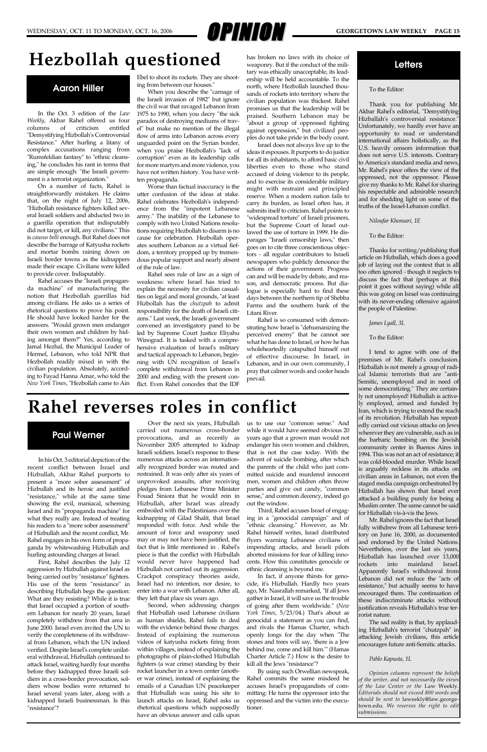# Hezbollah questioned

## Aaron Hiller

In the Oct. 3 edition of the *Law Weekly*, Akbar Rahel offered us four columns of criticism entitled "Demystifying Hizbollah's Controversial Resistance." After hurling a litany of complex accusations ranging from "Rumsfeldian fantasy" to "ethnic cleansing," he concludes his rant in terms that are simple enough: "the Israeli government *is* a terrorist organization."

On a number of facts, Rahel is straightforwardly mistaken. He claims that, on the night of July 12, 2006, "Hizbollah resistance fighters killed several Israeli soldiers and abducted two in a guerilla operation that indisputably did not target, or kill, any civilians." This is *causus belli* enough. But Rahel does not describe the barrage of Katyusha rockets and mortar bombs raining down on Israeli border towns as the kidnappers made their escape. Civilians were killed to provide cover. Indisputably.

Rahel accuses the "Israeli propaganda machine" of manufacturing the notion that Hezbollah guerillas hid among civilians. He asks us a series of rhetorical questions to prove his point. He should have looked harder for the answers. "Would grown men endanger their own women and children by hiding amongst them?" Yes, according to Jamal Hezhal, the Municipal Leader of Hermel, Lebanon, who told NPR that Hezbollah readily mixed in with the civilian population. Absolutely, according to Fayad Hanna Amar, who told the *New York Times*, "Hezbollah came to Ain Ebel to shoot its rockets. They are shooting from between our houses."

When you describe the "carnage of the Israeli invasion of 1982" but ignore the civil war that ravaged Lebanon from 1975 to 1990, when you decry "the sick paradox of destroying mediums of travel" but make no mention of the illegal flow of arms into Lebanon across every unguarded point on the Syrian border, when you praise Hezbollah's "lack of corruption" even as its leadership calls for more martyrs and more violence, you have not written history. You have written propaganda.

Worse than factual inaccuracy is the utter confusion of the ideas at stake. Rahel celebrates Hezbollah's independence from the "impotent Lebanese army." The inability of the Lebanese to comply with two United Nations resolutions requiring Hezbollah to disarm is no cause for celebration. Hezbollah operates southern Lebanon as a virtual fiefdom, a territory propped up by tremendous popular support and nearly absent of the rule of law.

Rahel sees rule of law as a sign of weakness: where Israel has tried to explain the necessity for civilian casualties on legal and moral grounds, "at least Hizbollah has the *chutzpah* to admit responsibility for the death of Israeli citizens." Last week, the Israeli government convened an investigatory panel to be led by Supreme Court Justice Eliyahu Winograd. It is tasked with a comprehensive evaluation of Israel's military and tactical approach to Lebanon, beginning with UN recognition of Israel's complete withdrawal from Lebanon in 2000 and ending with the present conflict. Even Rahel concedes that the IDF has broken no laws with its choice of weaponry. But if the conduct of the military was ethically unacceptable, its leadership will be held accountable. To the north, where Hezbollah launched thousands of rockets into territory where the civilian population was thickest. Rahel promises us that the leadership will be praised. Southern Lebanon may be "about a group of oppressed fighting against oppression," but civilized peoples do not take pride in the body count.

Israel does not always live up to the ideas it espouses. It purports to do justice for all its inhabitants, to afford basic civil liberties even to those who stand accused of doing violence to its people, and to exercise its considerable military might with restraint and principled reserve. When a modern nation fails to carry its burden, as Israel often has, it submits itself to criticism. Rahel points to "widespread torture" of Israeli prisoners, but the Supreme Court of Israel outlawed the use of torture in 1999. He disparages "Israeli censorship laws," then goes on to cite three conscientious objectors - all regular contributors to Israeli newspapers who publicly denounce the actions of their government. Progress can and will be made by debate, and reason, and democratic process. But dialogue is especially hard to find these days between the northern tip of Shebba Farms and the southern bank of the Litani River.

Rahel is so consumed with demonstrating how Israel is "dehumanizing the perceived enemy" that he cannot see what he has done to Israel, or how he has wholeheartedly catapulted himself out of effective discourse. In Israel, in Lebanon, and in our own community, I pray that calmer words and cooler heads prevail.

## Letters

To the Editor:

Thank you for publishing Mr. Akbar Rahel's editorial, "Demystifying Hizbollah's controversial resistance." Unfortunately, we hardly ever have an opportunity to read or understand international affairs holistically, as the U.S. heavily censors information that does not serve U.S. interests. Contrary to America's standard media and news, Mr. Rahel's piece offers the view of the oppressed, not the oppressor. Please give my thanks to Mr. Rahel for sharing his respectable and admirable research and for shedding light on some of the truths of the Israel-Lebanon conflict.

*Niloufar Khonsari, 1E*

To the Editor:

Thanks for writing/publishing that article on Hizbullah, which does a good job of laying out the context that is all too often ignored - though it neglects to discuss the fact that (perhaps at this point it goes without saying) while all this was going on Israel was continuing with its never-ending offensive against the people of Palestine.

*James Lyall, 3L*

To the Editor:

I tend to agree with one of the premises of Mr. Rahel's conclusion. Hizballah is not merely a group of radical Islamic terrorists that are "anti-Semitic, unemployed and in need of some democratizing." They are certainly not unemployed! Hizballah is actively employed, armed and funded by Iran, which is trying to extend the reach of its revolution. Hizballah has repeatedly carried out vicious attacks on Jews wherever they are vulnerable, such as in the barbaric bombing on the Jewish community center in Buenos Aires in 1994. This was not an act of resistance; it was cold-blooded murder. While Israel is arguably reckless in its attacks on civilian areas in Lebanon, not even the staged media campaign orchestrated by Hizballah has shown that Israel ever attacked a building purely for being a Muslim center. The same cannot be said for Hizballah vis-à-vis the Jews.

Mr. Rahel ignores the fact that Israel fully withdrew from all Lebanese territory on June 16, 2000, as documented and endorsed by the United Nations. Nevertheless, over the last six years, Hizballah has launched over 13,000 rockets into mainland Israel. Apparently Israel's withdrawal from Lebanon did not reduce the "acts of resistance," but actually seems to have encouraged them. The continuation of these indiscriminate attacks without justification reveals Hizballah's true terrorist nature.

The sad reality is that, by applauding Hizballah's terrorist "chutzpah" in attacking Jewish civilians, this article encourages future anti-Semitic attacks.

*Pablo Kapusta, 1L*

*Opinion columns represent the beliefs of the writer, and not necessarily the views of the Law Center or the* Law Weekly. *Editorials should not exceed 800 words and should be sent to* laweekly@law.georgetown.edu. *We reserves the right to edit submissions.*

# Rahel reverses roles in conflict

## Paul Werner

In his Oct. 3 editorial depiction of the recent conflict between Israel and Hizbullah, Akbar Rahel purports to present a "more sober assessment" of Hizbullah and its heroic and justified "resistance," while at the same time showing the evil, maniacal, scheming Israel and its "propaganda machine" for what they really are. Instead of treating his readers to a "more sober assessment" of Hizbullah and the recent conflict, Mr. Rahel engages in his own form of propaganda by whitewashing Hizbullah and hurling astounding charges at Israel.

First, Rahel describes the July 12 aggression by Hizbullah against Israel as being carried out by "resistance" fighters. His use of the term "resistance" in describing Hizbullah begs the question: What are they resisting? While it is true that Israel occupied a portion of southern Lebanon for nearly 20 years, Israel completely withdrew from that area in June 2000. Israel even invited the UN to verify the completeness of its withdrawal from Lebanon, which the UN indeed verified. Despite Israel's complete unilateral withdrawal, Hizbullah continued to attack Israel, waiting hardly four months before they kidnapped three Israeli soldiers in a cross-border provocation, soldiers whose bodies were returned to Israel several years later, along with a kidnapped Israeli businessman. Is this "resistance"?

Over the next six years, Hizbullah carried out numerous cross-border provocations, and as recently as November 2005 attempted to kidnap Israeli soldiers. Israel's response to these numerous attacks across an internationally recognized border was muted and restrained. It was only after six years of unprovoked assaults, after receiving pledges from Lebanese Prime Minister Fouad Siniora that he would rein in Hizbullah, after Israel was already embroiled with the Palestinians over the kidnapping of Gilad Shalit, that Israel responded with force. And while the amount of force and weaponry used may or may not have been justified, the fact that is little mentioned in . Rahel's piece is that the conflict with Hizbullah would never have happened had Hizbullah not carried out its aggression. Crackpot conspiracy theories aside, Israel had no intention, nor desire, to enter into a war with Lebanon. After all, they left that place six years ago.

Second, when addressing charges that Hizbullah used Lebanese civilians as human shields, Rahel fails to deal with the evidence behind those charges. Instead of explaining the numerous videos of katyusha rockets firing from within villages, instead of explaining the photographs of plain-clothed Hizbullah fighters (a war crime) standing by their rocket launcher in a town center (another war crime), instead of explaining the emails of a Canadian UN peacekeeper that Hizbullah was using his site to launch attacks on Israel, Rahel asks us rhetorical questions which supposedly have an obvious answer and calls upon us to use our "common sense." And while it would have seemed obvious 20 years ago that a grown man would not endanger his own women and children, that is not the case today. With the advent of suicide bombing, after which the parents of the child who just committed suicide and murdered innocent men, women and children often throw parties and give out candy, "common sense," and common decency, indeed go out the window.

Third, Rahel accuses Israel of engaging in a "genocidal campaign" and of "ethnic cleansing." However, as Mr. Rahel himself writes, Israel distributed flyers warning Lebanese civilians of impending attacks, and Israeli pilots aborted missions for fear of killing innocents. How this constitutes genocide or ethnic cleansing is beyond me.

In fact, if anyone thirsts for genocide, it's Hizbullah. Hardly two years ago, Mr. Nasrallah remarked, "If all Jews gather in Israel, it will save us the trouble of going after them worldwide." (*New York Times*, 5/23/04.) That's about as genocidal a statement as you can find, and rivals the Hamas Charter, which openly longs for the day when "The stones and trees will say, 'there is a Jew behind me, come and kill him.'" (Hamas Charter Article 7.) How is the desire to kill all the Jews "resistance"?

By using such Orwellian newspeak, Rahel commits the same misdeed he accuses Israel's propagandists of committing: He turns the oppressor into the oppressed and the victim into the executioner.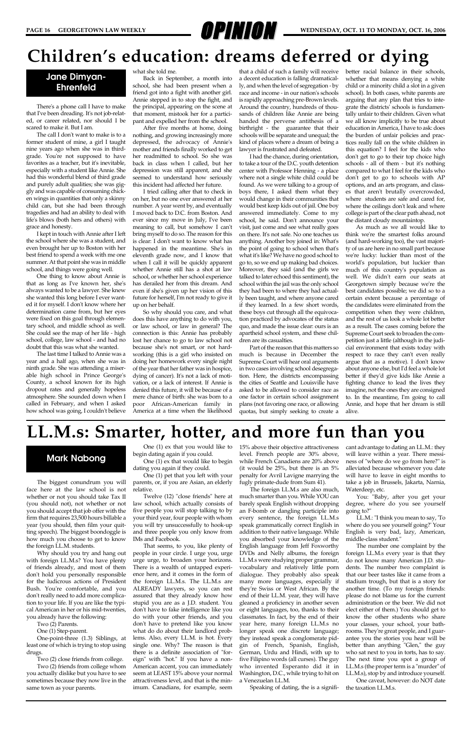# Children's education: dreams deferred or dying

## Jane Dimyan-Ehrenfeld

There's a phone call I have to make that I've been dreading. It's not job-related, or career related, nor should I be scared to make it. But I am.

The call I don't want to make is to a former student of mine, a girl I taught nine years ago when she was in third-grade. You're not supposed to have favorites as a teacher, but it's inevitable, especially with a student like Annie. She had this wonderful blend of third grade and purely adult qualities; she was giggly and was capable of consuming chicken wings in quantities that only a skinny child can, but she had been through tragedies and had an ability to deal with life's blows (both hers and others) with grace and honesty.

I kept in touch with Annie after I left the school where she was a student, and even brought her up to Boston with her best friend to spend a week with me one summer. At that point she was in middle school, and things were going well.

One thing to know about Annie is that as long as I've known her, she's always wanted to be a lawyer. She knew she wanted this long before I ever wanted it for myself. I don't know where her determination came from, but her eyes were fixed on this goal through elementary school, and middle school as well. She could see the map of her life - high school, college, law school - and had no doubt that this was what she wanted.

The last time I talked to Annie was a year and a half ago, when she was in ninth grade. She was attending a miserable high school in Prince George's County, a school known for its high dropout rates and generally hopeless atmosphere. She sounded down when I called in February, and when I asked how school was going, I couldn't believe what she told me.

Back in September, a month into school, she had been present when a friend got into a fight with another girl. Annie stepped in to stop the fight, and the principal, appearing on the scene at that moment, mistook her for a participant and expelled her from the school.

After five months at home, doing nothing, and growing increasingly more depressed, the advocacy of Annie's mother and friends finally worked to get her readmitted to school. So she was back in class when I called, but her depression was still apparent, and she seemed to understand how seriously this incident had affected her future.

I tried calling after that to check in on her, but no one ever answered at her number. A year went by, and eventually I moved back to D.C. from Boston. And ever since my move in July, I've been meaning to call, but somehow I can't bring myself to do so. The reason for this is clear: I don't want to know what has happened in the meantime. She's in eleventh grade now, and I know that when I call it will be quickly apparent whether Annie still has a shot at law school, or whether her school experience has derailed her from this dream. And even if she's given up her vision of this future for herself, I'm not ready to give it up on her behalf.

So why should you care, and what does this have anything to do with you, or law school, or law in general? The connection is this: Annie has probably lost her chance to go to law school not because she's not smart, or not hardworking (this is a girl who insisted on doing her homework every single night of the year that her father was in hospice, dying of cancer). It's not a lack of motivation, or a lack of interest. If Annie is denied this future, it will be because of a mere chance of birth: she was born to a poor African-American family in America at a time when the likelihood that a child of such a family will receive a decent education is falling dramatically, and when the level of segregation - by race and income - in our nation's schools is rapidly approaching pre-Brown levels. Around the country, hundreds of thousands of children like Annie are being handed the perverse antithesis of a birthright - the guarantee that their schools will be separate and unequal; the kind of places where a dream of being a lawyer is frustrated and defeated.

I had the chance, during orientation, to take a tour of the D.C. youth detention center with Professor Henning - a place where not a single white child could be found. As we were talking to a group of boys there, I asked them what they would change in their communities that would best keep kids out of jail. One boy answered immediately. Come to my school, he said. Don't announce your visit, just come and see what really goes on there. It's not safe. No one teaches us anything. Another boy joined in: What's the point of going to school when that's what it's like? We have no good school to go to, so we end up making bad choices. Moreover, they said (and the girls we talked to later echoed this sentiment), the school within the jail was the only school they had been to where they had actually been taught, and where anyone cared if they learned. In a few short words, these boys cut through all the equivocation practiced by advocates of the status quo, and made the issue clear: ours is an apartheid school system, and these children are its casualties.

Part of the reason that this matters so much is because in December the Supreme Court will hear oral arguments in two cases involving school desegregation. Here, the districts encompassing the cities of Seattle and Louisville have asked to be allowed to consider race as one factor in certain school assignment plans (not favoring one race, or allowing quotas, but simply seeking to create a better racial balance in their schools, whether that means denying a white child or a minority child a slot in a given school). In both cases, white parents are arguing that any plan that tries to integrate the districts' schools is fundamentally unfair to their children. Given what we all know implicitly to be true about education in America, I have to ask: does the burden of unfair policies and practices really fall on the white children in this equation? I feel for the kids who don't get to go to their top choice high schools - all of them - but it's nothing compared to what I feel for the kids who don't get to go to schools with AP options, and an arts program, and classes that aren't brutally overcrowded, where students are safe and cared for, where the ceilings don't leak and where college is part of the clear path ahead, not the distant cloudy mountaintop.

As much as we all would like to think we're the smartest folks around (and hard-working too), the vast majority of us are here in no small part because we're lucky: luckier than most of the world's population, but luckier than much of this country's population as well. We didn't earn our seats at Georgetown simply because we're the best candidates possible; we did so to a certain extent because a percentage of the candidates were eliminated from the competition when they were children, and the rest of us look a whole lot better as a result. The cases coming before the Supreme Court seek to broaden the competition just a little (although in the judicial environment that exists today with respect to race they can't even really argue that as a motive). I don't know about anyone else, but I'd feel a whole lot better if they'd give kids like Annie a fighting chance to lead the lives they imagine, not the ones they are consigned to. In the meantime, I'm going to call Annie, and hope that her dream is still alive.

# LL.M.s: Smarter, hotter, and more fun than you

## Mark Nabong

The biggest conundrum you will face here at the law school is not whether or not you should take Tax II (you should not), not whether or not you should accept that job offer with the firm that requires 23,500 hours billable a year (you should, then film your quitting speech). The biggest boondoggle is how much you choose to get to know the foreign LL.M. students.

Why should you try and hang out with foreign LL.M.s? You have plenty of friends already, and most of them don't hold you personally responsible for the ludicrous actions of President Bush. You're comfortable, and you don't really need to add more complication to your life. If you are like the typical American in her or his mid-twenties, you already have the following:

Two (2) Parents.

One (1) Step-parent.

One-point-three (1.3) Siblings, at least one of which is trying to stop using drugs.

Two (2) close friends from college.

Two (2) friends from college whom you actually dislike but you have to see sometimes because they now live in the same town as your parents.

One (1) ex that you would like to begin dating again if you could.

One (1) ex that would like to begin dating you again if they could.

One (1) pet that you left with your parents, or, if you are Asian, an elderly relative.

Twelve (12) "close friends" here at law school, which actually consists of five people you will stop talking to by your third year, four people with whom you will try unsuccessfully to hook-up and three people you only know from IMs and Facebook.

That seems, to you, like plenty of people in your circle. I urge you, urge urge urge, to broaden your horizons. There is a wealth of untapped experience here, and it comes in the form of the foreign LL.M.s. The LL.M.s are ALREADY lawyers, so you can rest assured that they already know how stupid you are as a J.D. student. You don't have to fake intelligence like you do with your other friends, and you don't have to pretend like you know what to do about their landlord problems. Also, every LL.M. is hot. Every single one. Why? The reason is that there is a definite association of "foreign" with "hot." If you have a non-American accent, you can immediately seem at LEAST 15% above your normal attractiveness level, and that is the minimum. Canadians, for example, seem 15% above their objective attractiveness level. French people are 30% above, while French Canadiens are 20% above (it would be 25%, but there is a 5% penalty for Avril Lavigne marrying the fugly primate-dude from Sum 41).

The foreign LL.M.s are also much, much smarter than you. While YOU can barely speak English without dropping an F-bomb or dangling participle into every sentence, the foreign LL.M.s speak grammatically correct English in addition to their native language. While you absorbed your knowledge of the English language from Jeff Foxworthy DVDs and Nelly albums, the foreign LL.M.s were studying proper grammar, vocabulary and relatively little porn dialogue. They probably also speak many more languages, especially if they're Swiss or West African. By the end of their LL.M. year, they will have gleaned a proficiency in another seven or eight languages, too, thanks to their classmates. In fact, by the end of their year here, many foreign LL.M.s no longer speak one discrete language; they instead speak a conglomerate pidgin of French, Spanish, English, German, Urdu and Hindi, with up to five Filipino words (all curses). The guy who invented Esperanto did it in Washington, D.C., while trying to hit on a Venezuelan LL.M.

Speaking of dating, the is a significant advantage to dating an LL.M.: they will leave within a year. The messiness of "where do we go from here?" is alleviated because whomever you date will have to leave in eight months to take a job in Brussels, Jakarta, Narnia, Waterdeep, etc.

You: "Baby, after you get your degree, where do you see yourself going to?"

LL.M.: "I think you mean to say, 'To where do you see yourself going?' Your English is very bad, lazy, American, middle-class student."

The number one complaint by the foreign LL.M.s every year is that they do not know many American J.D. students. The number two complaint is that our beer tastes like it came from a stadium trough, but that is a story for another time. (To my foreign friends: please do not blame us for the current administration or the beer. We did not elect either of them.) You should get to know the other students who share your classes, your school, your bathrooms. They're great people, and I guarantee you the stories you hear will be better than anything "Glen," the guy who sat next to you in torts, has to say. The next time you spot a group of LL.M.s (the proper term is a "murder" of LL.M.s), stop by and introduce yourself.

One caveat, however: do NOT date the taxation LL.M.s.